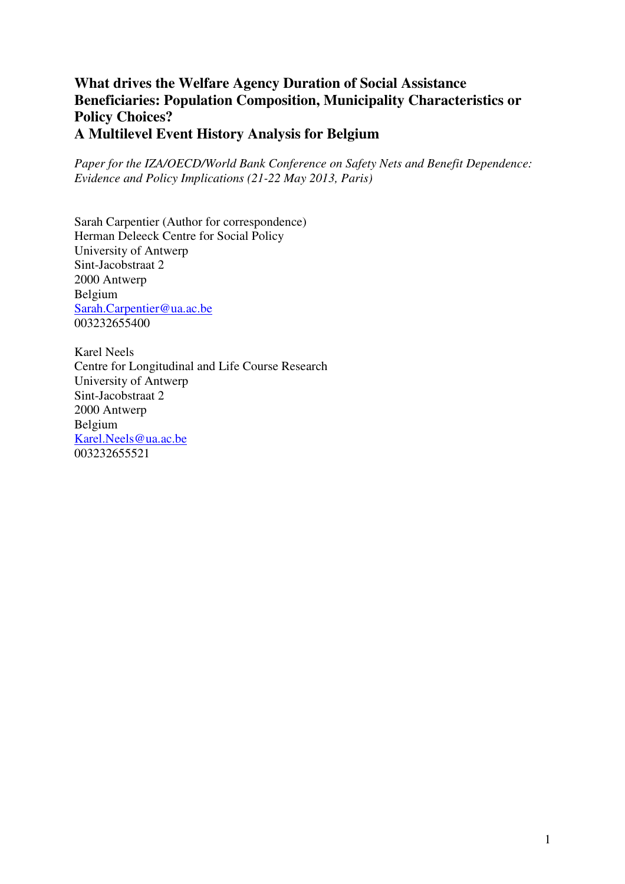# What drives the Welfare Agency Duration of Social Assistance Beneficiaries: Population Composition, Municipality Characteristics or Policy Choices?
# A Multilevel Event History Analysis for Belgium

*Paper for the IZA/OECD/World Bank Conference on Safety Nets and Benefit Dependence: Evidence and Policy Implications (21-22 May 2013, Paris)*

Sarah Carpentier (Author for correspondence)
Herman Deleeck Centre for Social Policy
University of Antwerp
Sint-Jacobstraat 2
2000 Antwerp
Belgium
Sarah.Carpentier@ua.ac.be
003232655400

Karel Neels
Centre for Longitudinal and Life Course Research
University of Antwerp
Sint-Jacobstraat 2
2000 Antwerp
Belgium
Karel.Neels@ua.ac.be
003232655521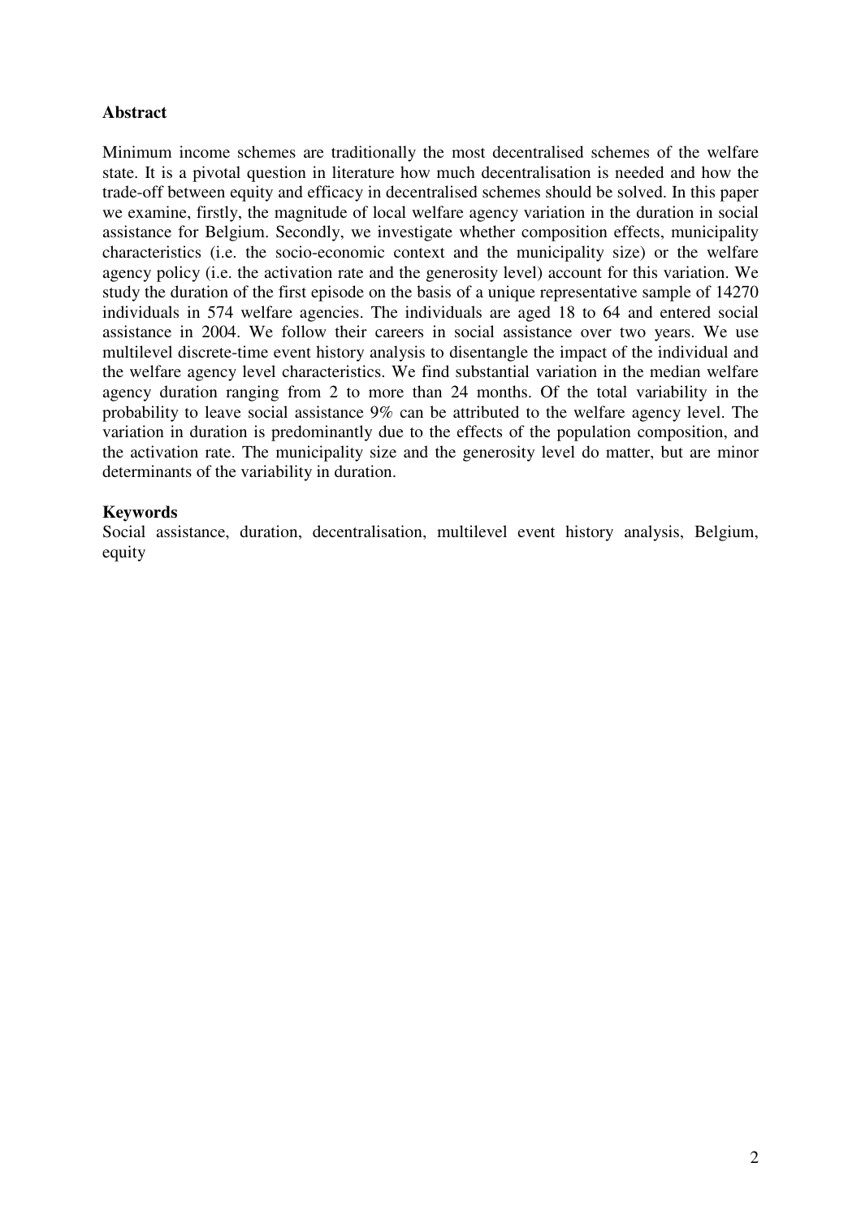## Abstract

Minimum income schemes are traditionally the most decentralised schemes of the welfare state. It is a pivotal question in literature how much decentralisation is needed and how the trade-off between equity and efficacy in decentralised schemes should be solved. In this paper we examine, firstly, the magnitude of local welfare agency variation in the duration in social assistance for Belgium. Secondly, we investigate whether composition effects, municipality characteristics (i.e. the socio-economic context and the municipality size) or the welfare agency policy (i.e. the activation rate and the generosity level) account for this variation. We study the duration of the first episode on the basis of a unique representative sample of 14270 individuals in 574 welfare agencies. The individuals are aged 18 to 64 and entered social assistance in 2004. We follow their careers in social assistance over two years. We use multilevel discrete-time event history analysis to disentangle the impact of the individual and the welfare agency level characteristics. We find substantial variation in the median welfare agency duration ranging from 2 to more than 24 months. Of the total variability in the probability to leave social assistance 9% can be attributed to the welfare agency level. The variation in duration is predominantly due to the effects of the population composition, and the activation rate. The municipality size and the generosity level do matter, but are minor determinants of the variability in duration.

## Keywords

Social assistance, duration, decentralisation, multilevel event history analysis, Belgium, equity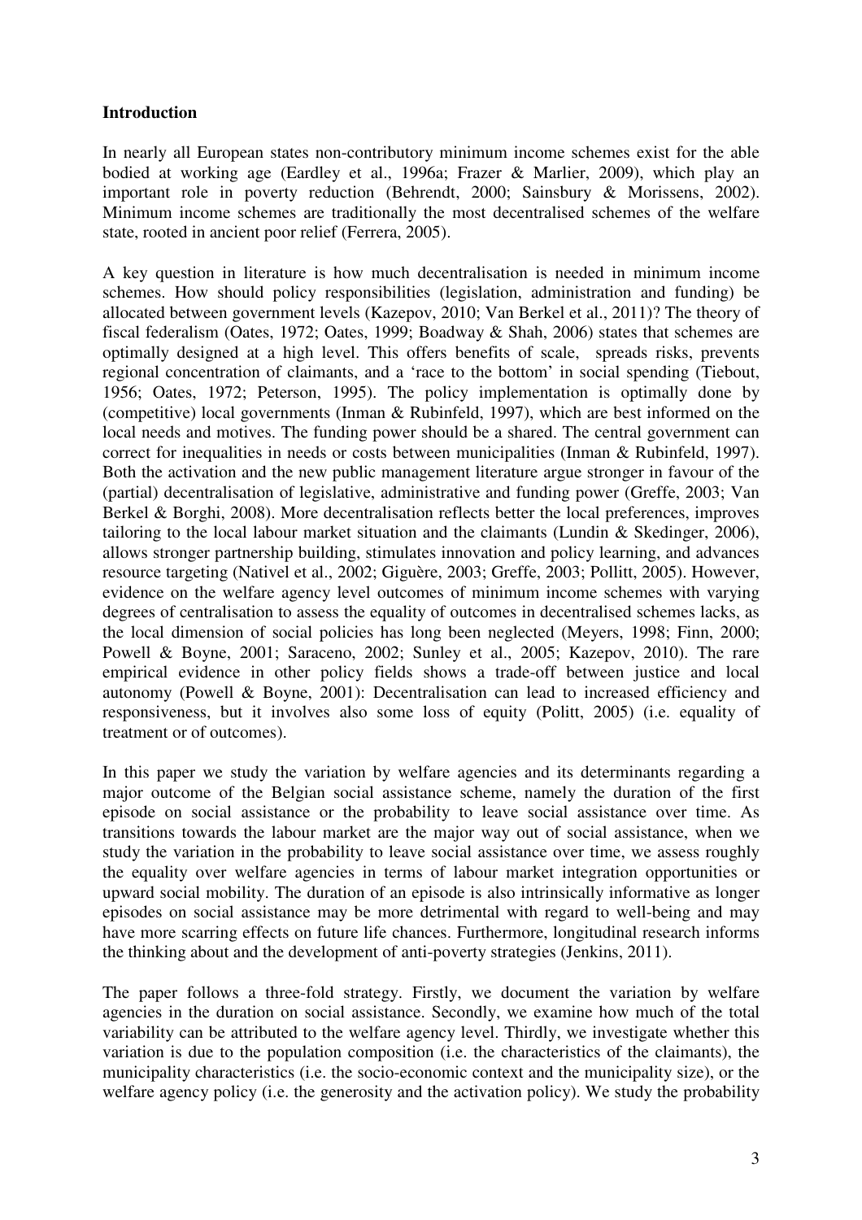### Introduction

In nearly all European states non-contributory minimum income schemes exist for the able bodied at working age (Eardley et al., 1996a; Frazer & Marlier, 2009), which play an important role in poverty reduction (Behrendt, 2000; Sainsbury & Morissens, 2002). Minimum income schemes are traditionally the most decentralised schemes of the welfare state, rooted in ancient poor relief (Ferrera, 2005).

A key question in literature is how much decentralisation is needed in minimum income schemes. How should policy responsibilities (legislation, administration and funding) be allocated between government levels (Kazepov, 2010; Van Berkel et al., 2011)? The theory of fiscal federalism (Oates, 1972; Oates, 1999; Boadway & Shah, 2006) states that schemes are optimally designed at a high level. This offers benefits of scale, spreads risks, prevents regional concentration of claimants, and a 'race to the bottom' in social spending (Tiebout, 1956; Oates, 1972; Peterson, 1995). The policy implementation is optimally done by (competitive) local governments (Inman & Rubinfeld, 1997), which are best informed on the local needs and motives. The funding power should be a shared. The central government can correct for inequalities in needs or costs between municipalities (Inman & Rubinfeld, 1997). Both the activation and the new public management literature argue stronger in favour of the (partial) decentralisation of legislative, administrative and funding power (Greffe, 2003; Van Berkel & Borghi, 2008). More decentralisation reflects better the local preferences, improves tailoring to the local labour market situation and the claimants (Lundin & Skedinger, 2006), allows stronger partnership building, stimulates innovation and policy learning, and advances resource targeting (Nativel et al., 2002; Giguère, 2003; Greffe, 2003; Pollitt, 2005). However, evidence on the welfare agency level outcomes of minimum income schemes with varying degrees of centralisation to assess the equality of outcomes in decentralised schemes lacks, as the local dimension of social policies has long been neglected (Meyers, 1998; Finn, 2000; Powell & Boyne, 2001; Saraceno, 2002; Sunley et al., 2005; Kazepov, 2010). The rare empirical evidence in other policy fields shows a trade-off between justice and local autonomy (Powell & Boyne, 2001): Decentralisation can lead to increased efficiency and responsiveness, but it involves also some loss of equity (Politt, 2005) (i.e. equality of treatment or of outcomes).

In this paper we study the variation by welfare agencies and its determinants regarding a major outcome of the Belgian social assistance scheme, namely the duration of the first episode on social assistance or the probability to leave social assistance over time. As transitions towards the labour market are the major way out of social assistance, when we study the variation in the probability to leave social assistance over time, we assess roughly the equality over welfare agencies in terms of labour market integration opportunities or upward social mobility. The duration of an episode is also intrinsically informative as longer episodes on social assistance may be more detrimental with regard to well-being and may have more scarring effects on future life chances. Furthermore, longitudinal research informs the thinking about and the development of anti-poverty strategies (Jenkins, 2011).

The paper follows a three-fold strategy. Firstly, we document the variation by welfare agencies in the duration on social assistance. Secondly, we examine how much of the total variability can be attributed to the welfare agency level. Thirdly, we investigate whether this variation is due to the population composition (i.e. the characteristics of the claimants), the municipality characteristics (i.e. the socio-economic context and the municipality size), or the welfare agency policy (i.e. the generosity and the activation policy). We study the probability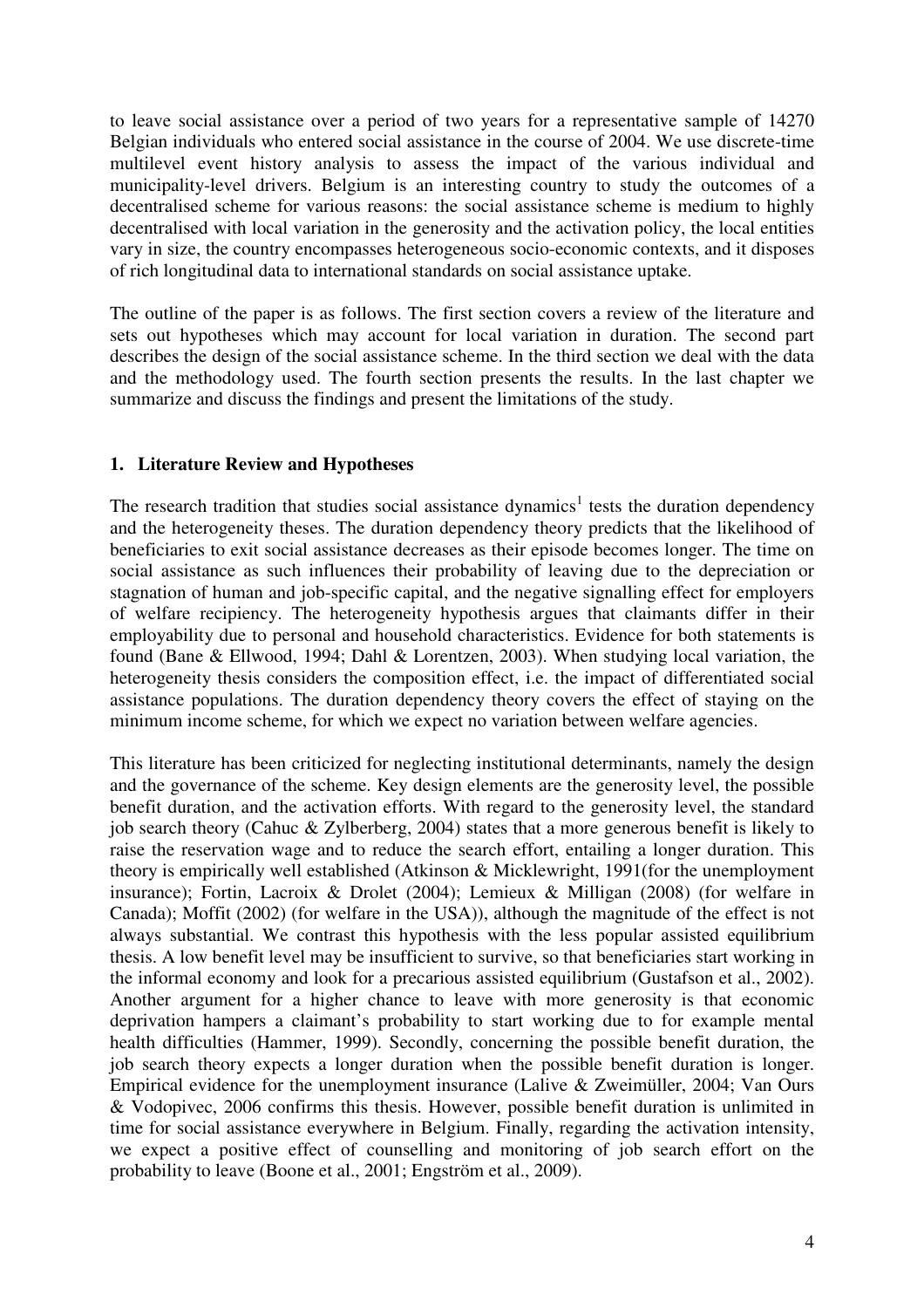to leave social assistance over a period of two years for a representative sample of 14270 Belgian individuals who entered social assistance in the course of 2004. We use discrete-time multilevel event history analysis to assess the impact of the various individual and municipality-level drivers. Belgium is an interesting country to study the outcomes of a decentralised scheme for various reasons: the social assistance scheme is medium to highly decentralised with local variation in the generosity and the activation policy, the local entities vary in size, the country encompasses heterogeneous socio-economic contexts, and it disposes of rich longitudinal data to international standards on social assistance uptake.

The outline of the paper is as follows. The first section covers a review of the literature and sets out hypotheses which may account for local variation in duration. The second part describes the design of the social assistance scheme. In the third section we deal with the data and the methodology used. The fourth section presents the results. In the last chapter we summarize and discuss the findings and present the limitations of the study.

## 1. Literature Review and Hypotheses

The research tradition that studies social assistance dynamics[1] tests the duration dependency and the heterogeneity theses. The duration dependency theory predicts that the likelihood of beneficiaries to exit social assistance decreases as their episode becomes longer. The time on social assistance as such influences their probability of leaving due to the depreciation or stagnation of human and job-specific capital, and the negative signalling effect for employers of welfare recipiency. The heterogeneity hypothesis argues that claimants differ in their employability due to personal and household characteristics. Evidence for both statements is found (Bane & Ellwood, 1994; Dahl & Lorentzen, 2003). When studying local variation, the heterogeneity thesis considers the composition effect, i.e. the impact of differentiated social assistance populations. The duration dependency theory covers the effect of staying on the minimum income scheme, for which we expect no variation between welfare agencies.

This literature has been criticized for neglecting institutional determinants, namely the design and the governance of the scheme. Key design elements are the generosity level, the possible benefit duration, and the activation efforts. With regard to the generosity level, the standard job search theory (Cahuc & Zylberberg, 2004) states that a more generous benefit is likely to raise the reservation wage and to reduce the search effort, entailing a longer duration. This theory is empirically well established (Atkinson & Micklewright, 1991(for the unemployment insurance); Fortin, Lacroix & Drolet (2004); Lemieux & Milligan (2008) (for welfare in Canada); Moffit (2002) (for welfare in the USA)), although the magnitude of the effect is not always substantial. We contrast this hypothesis with the less popular assisted equilibrium thesis. A low benefit level may be insufficient to survive, so that beneficiaries start working in the informal economy and look for a precarious assisted equilibrium (Gustafson et al., 2002). Another argument for a higher chance to leave with more generosity is that economic deprivation hampers a claimant's probability to start working due to for example mental health difficulties (Hammer, 1999). Secondly, concerning the possible benefit duration, the job search theory expects a longer duration when the possible benefit duration is longer. Empirical evidence for the unemployment insurance (Lalive & Zweimüller, 2004; Van Ours & Vodopivec, 2006 confirms this thesis. However, possible benefit duration is unlimited in time for social assistance everywhere in Belgium. Finally, regarding the activation intensity, we expect a positive effect of counselling and monitoring of job search effort on the probability to leave (Boone et al., 2001; Engström et al., 2009).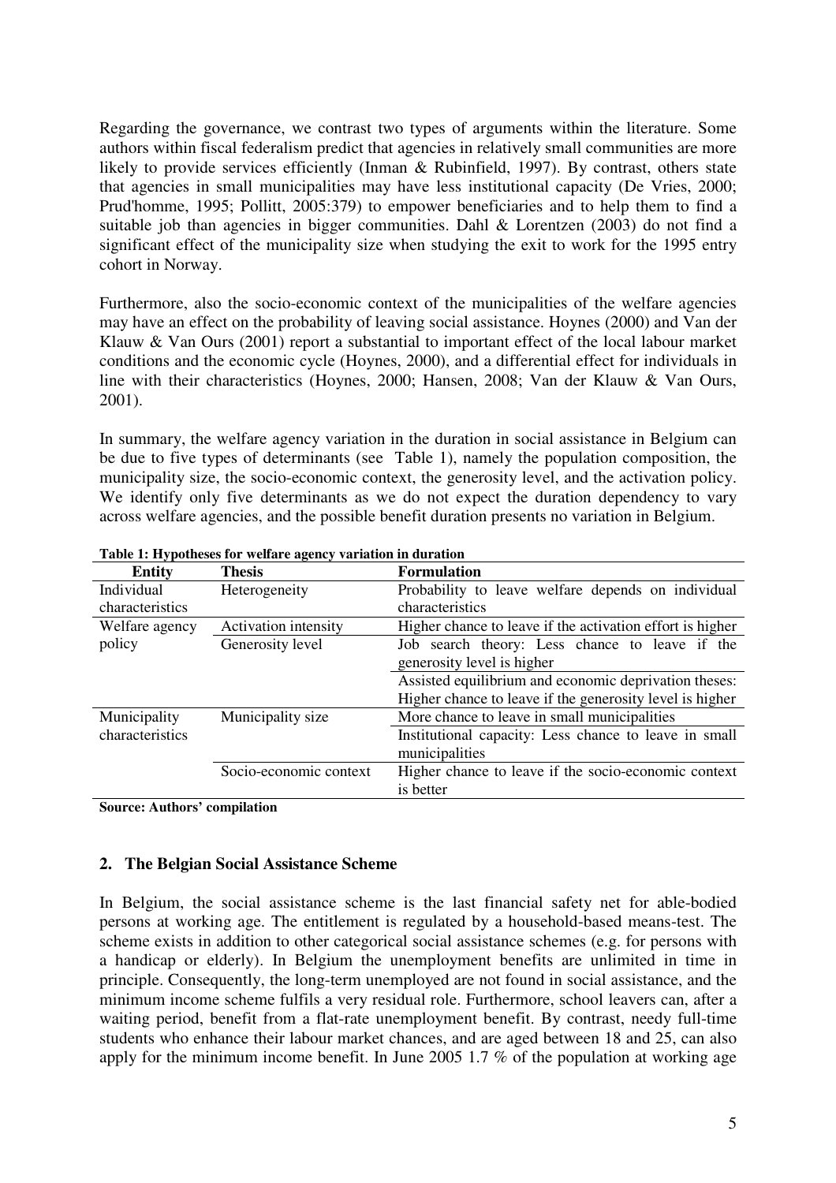Regarding the governance, we contrast two types of arguments within the literature. Some authors within fiscal federalism predict that agencies in relatively small communities are more likely to provide services efficiently (Inman & Rubinfield, 1997). By contrast, others state that agencies in small municipalities may have less institutional capacity (De Vries, 2000; Prud'homme, 1995; Pollitt, 2005:379) to empower beneficiaries and to help them to find a suitable job than agencies in bigger communities. Dahl & Lorentzen (2003) do not find a significant effect of the municipality size when studying the exit to work for the 1995 entry cohort in Norway.

Furthermore, also the socio-economic context of the municipalities of the welfare agencies may have an effect on the probability of leaving social assistance. Hoynes (2000) and Van der Klauw & Van Ours (2001) report a substantial to important effect of the local labour market conditions and the economic cycle (Hoynes, 2000), and a differential effect for individuals in line with their characteristics (Hoynes, 2000; Hansen, 2008; Van der Klauw & Van Ours, 2001).

In summary, the welfare agency variation in the duration in social assistance in Belgium can be due to five types of determinants (see Table 1), namely the population composition, the municipality size, the socio-economic context, the generosity level, and the activation policy. We identify only five determinants as we do not expect the duration dependency to vary across welfare agencies, and the possible benefit duration presents no variation in Belgium.

**Table 1: Hypotheses for welfare agency variation in duration**

| Entity | Thesis | Formulation |
|---|---|---|
| Individual characteristics | Heterogeneity | Probability to leave welfare depends on individual characteristics |
| Welfare agency policy | Activation intensity | Higher chance to leave if the activation effort is higher |
| | Generosity level | Job search theory: Less chance to leave if the generosity level is higher |
| | | Assisted equilibrium and economic deprivation theses: Higher chance to leave if the generosity level is higher |
| Municipality characteristics | Municipality size | More chance to leave in small municipalities |
| | | Institutional capacity: Less chance to leave in small municipalities |
| | Socio-economic context | Higher chance to leave if the socio-economic context is better |

**Source: Authors' compilation**

## 2. The Belgian Social Assistance Scheme

In Belgium, the social assistance scheme is the last financial safety net for able-bodied persons at working age. The entitlement is regulated by a household-based means-test. The scheme exists in addition to other categorical social assistance schemes (e.g. for persons with a handicap or elderly). In Belgium the unemployment benefits are unlimited in time in principle. Consequently, the long-term unemployed are not found in social assistance, and the minimum income scheme fulfils a very residual role. Furthermore, school leavers can, after a waiting period, benefit from a flat-rate unemployment benefit. By contrast, needy full-time students who enhance their labour market chances, and are aged between 18 and 25, can also apply for the minimum income benefit. In June 2005 1.7 % of the population at working age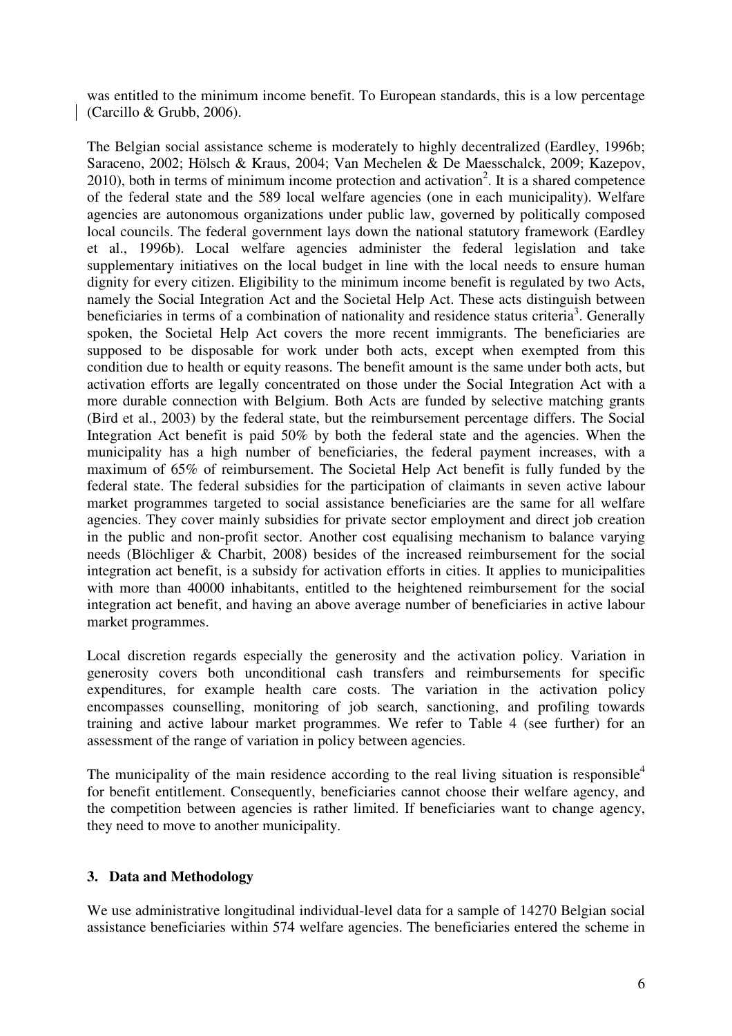was entitled to the minimum income benefit. To European standards, this is a low percentage (Carcillo & Grubb, 2006).

The Belgian social assistance scheme is moderately to highly decentralized (Eardley, 1996b; Saraceno, 2002; Hölsch & Kraus, 2004; Van Mechelen & De Maesschalck, 2009; Kazepov, 2010), both in terms of minimum income protection and activation[2]. It is a shared competence of the federal state and the 589 local welfare agencies (one in each municipality). Welfare agencies are autonomous organizations under public law, governed by politically composed local councils. The federal government lays down the national statutory framework (Eardley et al., 1996b). Local welfare agencies administer the federal legislation and take supplementary initiatives on the local budget in line with the local needs to ensure human dignity for every citizen. Eligibility to the minimum income benefit is regulated by two Acts, namely the Social Integration Act and the Societal Help Act. These acts distinguish between beneficiaries in terms of a combination of nationality and residence status criteria[3]. Generally spoken, the Societal Help Act covers the more recent immigrants. The beneficiaries are supposed to be disposable for work under both acts, except when exempted from this condition due to health or equity reasons. The benefit amount is the same under both acts, but activation efforts are legally concentrated on those under the Social Integration Act with a more durable connection with Belgium. Both Acts are funded by selective matching grants (Bird et al., 2003) by the federal state, but the reimbursement percentage differs. The Social Integration Act benefit is paid 50% by both the federal state and the agencies. When the municipality has a high number of beneficiaries, the federal payment increases, with a maximum of 65% of reimbursement. The Societal Help Act benefit is fully funded by the federal state. The federal subsidies for the participation of claimants in seven active labour market programmes targeted to social assistance beneficiaries are the same for all welfare agencies. They cover mainly subsidies for private sector employment and direct job creation in the public and non-profit sector. Another cost equalising mechanism to balance varying needs (Blöchliger & Charbit, 2008) besides of the increased reimbursement for the social integration act benefit, is a subsidy for activation efforts in cities. It applies to municipalities with more than 40000 inhabitants, entitled to the heightened reimbursement for the social integration act benefit, and having an above average number of beneficiaries in active labour market programmes.

Local discretion regards especially the generosity and the activation policy. Variation in generosity covers both unconditional cash transfers and reimbursements for specific expenditures, for example health care costs. The variation in the activation policy encompasses counselling, monitoring of job search, sanctioning, and profiling towards training and active labour market programmes. We refer to Table 4 (see further) for an assessment of the range of variation in policy between agencies.

The municipality of the main residence according to the real living situation is responsible[4] for benefit entitlement. Consequently, beneficiaries cannot choose their welfare agency, and the competition between agencies is rather limited. If beneficiaries want to change agency, they need to move to another municipality.

## 3. Data and Methodology

We use administrative longitudinal individual-level data for a sample of 14270 Belgian social assistance beneficiaries within 574 welfare agencies. The beneficiaries entered the scheme in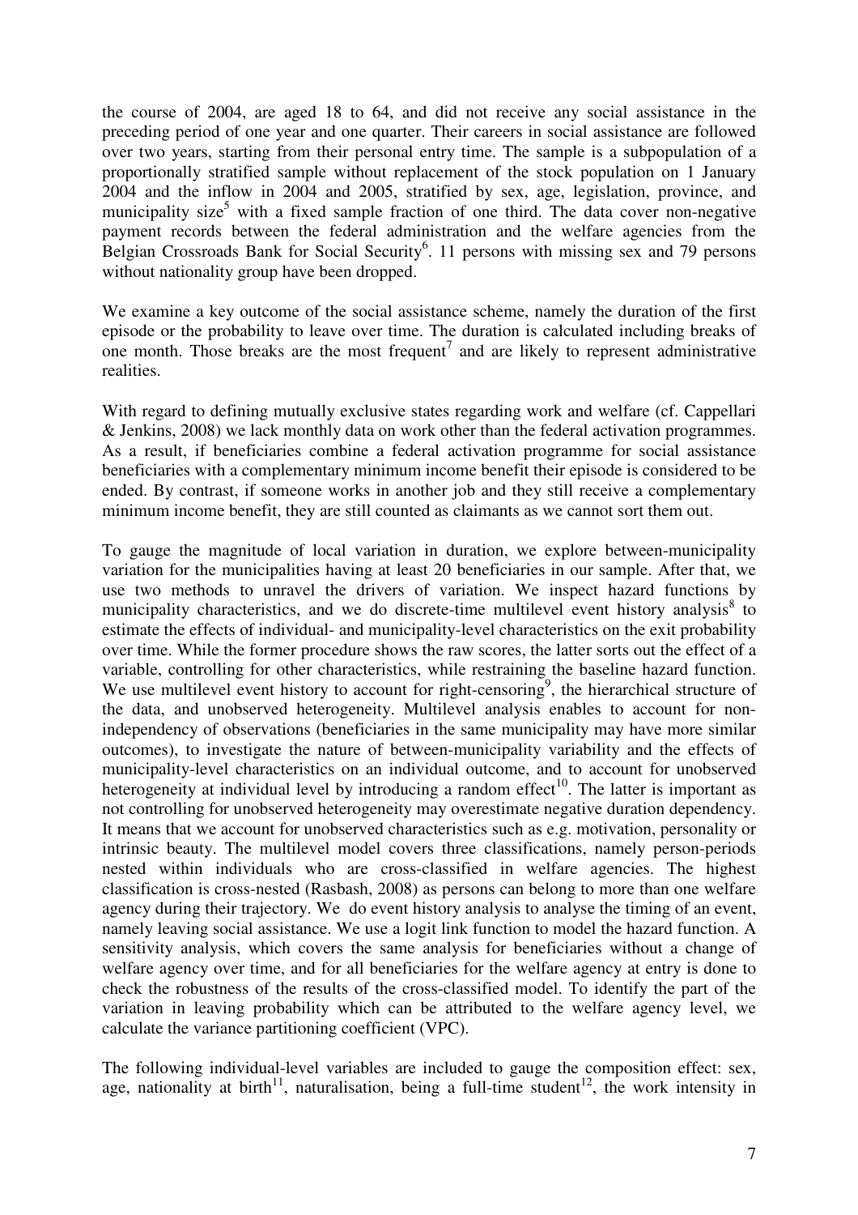the course of 2004, are aged 18 to 64, and did not receive any social assistance in the preceding period of one year and one quarter. Their careers in social assistance are followed over two years, starting from their personal entry time. The sample is a subpopulation of a proportionally stratified sample without replacement of the stock population on 1 January 2004 and the inflow in 2004 and 2005, stratified by sex, age, legislation, province, and municipality size[5] with a fixed sample fraction of one third. The data cover non-negative payment records between the federal administration and the welfare agencies from the Belgian Crossroads Bank for Social Security[6]. 11 persons with missing sex and 79 persons without nationality group have been dropped.

We examine a key outcome of the social assistance scheme, namely the duration of the first episode or the probability to leave over time. The duration is calculated including breaks of one month. Those breaks are the most frequent[7] and are likely to represent administrative realities.

With regard to defining mutually exclusive states regarding work and welfare (cf. Cappellari & Jenkins, 2008) we lack monthly data on work other than the federal activation programmes. As a result, if beneficiaries combine a federal activation programme for social assistance beneficiaries with a complementary minimum income benefit their episode is considered to be ended. By contrast, if someone works in another job and they still receive a complementary minimum income benefit, they are still counted as claimants as we cannot sort them out.

To gauge the magnitude of local variation in duration, we explore between-municipality variation for the municipalities having at least 20 beneficiaries in our sample. After that, we use two methods to unravel the drivers of variation. We inspect hazard functions by municipality characteristics, and we do discrete-time multilevel event history analysis[8] to estimate the effects of individual- and municipality-level characteristics on the exit probability over time. While the former procedure shows the raw scores, the latter sorts out the effect of a variable, controlling for other characteristics, while restraining the baseline hazard function. We use multilevel event history to account for right-censoring[9], the hierarchical structure of the data, and unobserved heterogeneity. Multilevel analysis enables to account for non-independency of observations (beneficiaries in the same municipality may have more similar outcomes), to investigate the nature of between-municipality variability and the effects of municipality-level characteristics on an individual outcome, and to account for unobserved heterogeneity at individual level by introducing a random effect[10]. The latter is important as not controlling for unobserved heterogeneity may overestimate negative duration dependency. It means that we account for unobserved characteristics such as e.g. motivation, personality or intrinsic beauty. The multilevel model covers three classifications, namely person-periods nested within individuals who are cross-classified in welfare agencies. The highest classification is cross-nested (Rasbash, 2008) as persons can belong to more than one welfare agency during their trajectory. We do event history analysis to analyse the timing of an event, namely leaving social assistance. We use a logit link function to model the hazard function. A sensitivity analysis, which covers the same analysis for beneficiaries without a change of welfare agency over time, and for all beneficiaries for the welfare agency at entry is done to check the robustness of the results of the cross-classified model. To identify the part of the variation in leaving probability which can be attributed to the welfare agency level, we calculate the variance partitioning coefficient (VPC).

The following individual-level variables are included to gauge the composition effect: sex, age, nationality at birth[11], naturalisation, being a full-time student[12], the work intensity in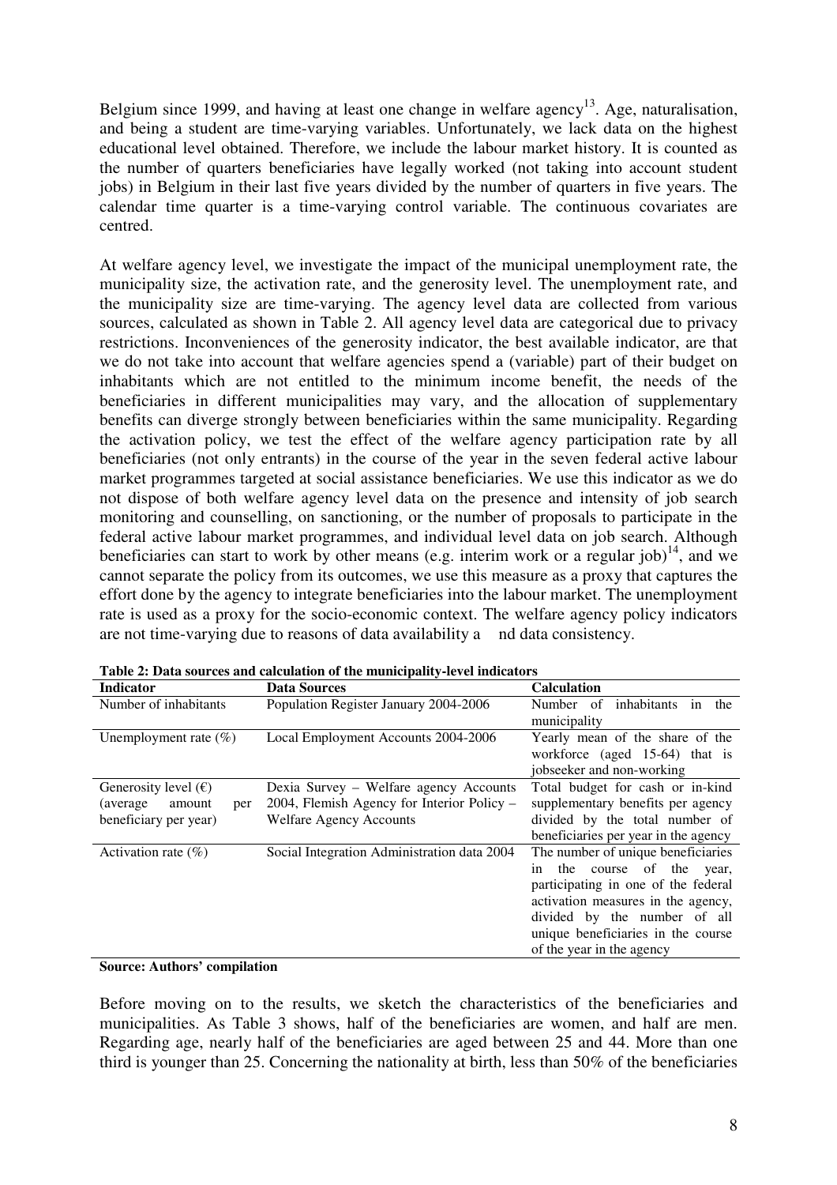Belgium since 1999, and having at least one change in welfare agency[13]. Age, naturalisation, and being a student are time-varying variables. Unfortunately, we lack data on the highest educational level obtained. Therefore, we include the labour market history. It is counted as the number of quarters beneficiaries have legally worked (not taking into account student jobs) in Belgium in their last five years divided by the number of quarters in five years. The calendar time quarter is a time-varying control variable. The continuous covariates are centred.

At welfare agency level, we investigate the impact of the municipal unemployment rate, the municipality size, the activation rate, and the generosity level. The unemployment rate, and the municipality size are time-varying. The agency level data are collected from various sources, calculated as shown in Table 2. All agency level data are categorical due to privacy restrictions. Inconveniences of the generosity indicator, the best available indicator, are that we do not take into account that welfare agencies spend a (variable) part of their budget on inhabitants which are not entitled to the minimum income benefit, the needs of the beneficiaries in different municipalities may vary, and the allocation of supplementary benefits can diverge strongly between beneficiaries within the same municipality. Regarding the activation policy, we test the effect of the welfare agency participation rate by all beneficiaries (not only entrants) in the course of the year in the seven federal active labour market programmes targeted at social assistance beneficiaries. We use this indicator as we do not dispose of both welfare agency level data on the presence and intensity of job search monitoring and counselling, on sanctioning, or the number of proposals to participate in the federal active labour market programmes, and individual level data on job search. Although beneficiaries can start to work by other means (e.g. interim work or a regular job)[14], and we cannot separate the policy from its outcomes, we use this measure as a proxy that captures the effort done by the agency to integrate beneficiaries into the labour market. The unemployment rate is used as a proxy for the socio-economic context. The welfare agency policy indicators are not time-varying due to reasons of data availability and data consistency.

**Table 2: Data sources and calculation of the municipality-level indicators**

| Indicator | Data Sources | Calculation |
|---|---|---|
| Number of inhabitants | Population Register January 2004-2006 | Number of inhabitants in the municipality |
| Unemployment rate (%) | Local Employment Accounts 2004-2006 | Yearly mean of the share of the workforce (aged 15-64) that is jobseeker and non-working |
| Generosity level (€) (average amount per beneficiary per year) | Dexia Survey – Welfare agency Accounts 2004, Flemish Agency for Interior Policy – Welfare Agency Accounts | Total budget for cash or in-kind supplementary benefits per agency divided by the total number of beneficiaries per year in the agency |
| Activation rate (%) | Social Integration Administration data 2004 | The number of unique beneficiaries in the course of the year, participating in one of the federal activation measures in the agency, divided by the number of all unique beneficiaries in the course of the year in the agency |

**Source: Authors' compilation**

Before moving on to the results, we sketch the characteristics of the beneficiaries and municipalities. As Table 3 shows, half of the beneficiaries are women, and half are men. Regarding age, nearly half of the beneficiaries are aged between 25 and 44. More than one third is younger than 25. Concerning the nationality at birth, less than 50% of the beneficiaries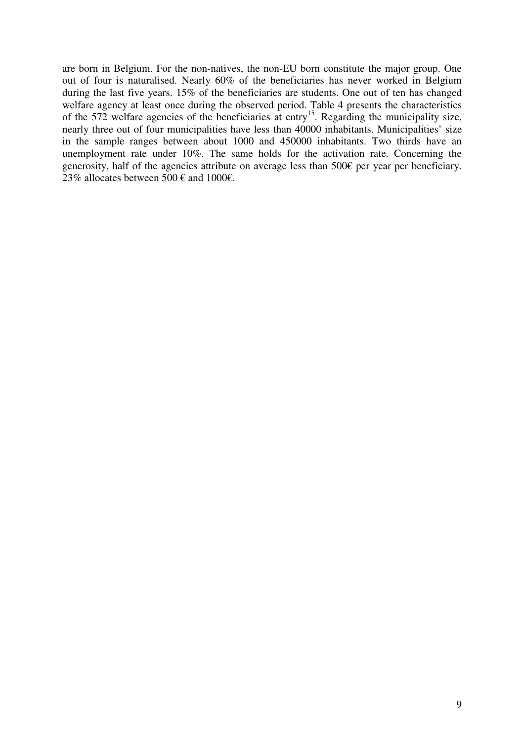are born in Belgium. For the non-natives, the non-EU born constitute the major group. One out of four is naturalised. Nearly 60% of the beneficiaries has never worked in Belgium during the last five years. 15% of the beneficiaries are students. One out of ten has changed welfare agency at least once during the observed period. Table 4 presents the characteristics of the 572 welfare agencies of the beneficiaries at entry[15]. Regarding the municipality size, nearly three out of four municipalities have less than 40000 inhabitants. Municipalities' size in the sample ranges between about 1000 and 450000 inhabitants. Two thirds have an unemployment rate under 10%. The same holds for the activation rate. Concerning the generosity, half of the agencies attribute on average less than 500€ per year per beneficiary. 23% allocates between 500 € and 1000€.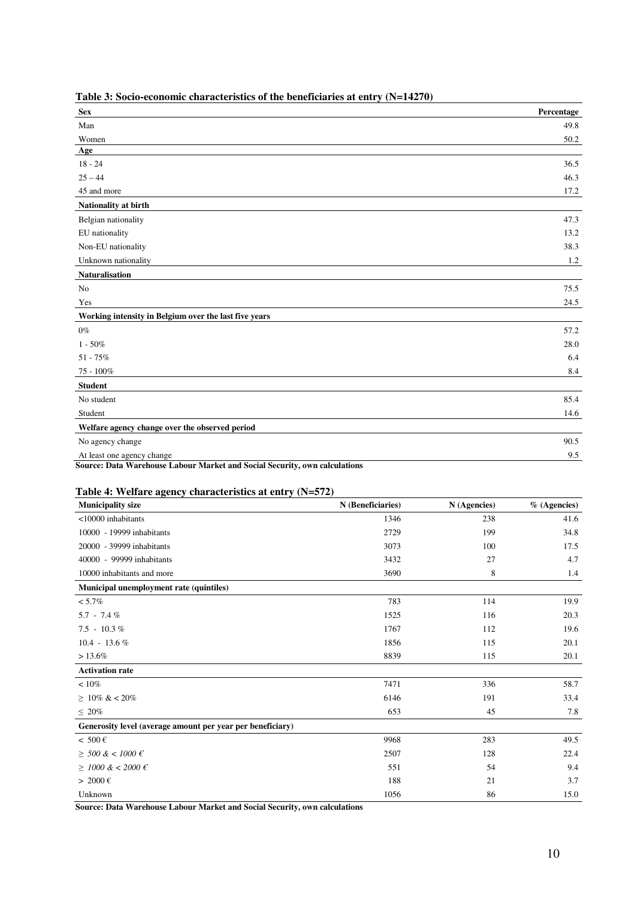**Table 3: Socio-economic characteristics of the beneficiaries at entry (N=14270)**

| **Sex** | **Percentage** |
|---|---|
| Man | 49.8 |
| Women | 50.2 |
| **Age** | |
| 18 - 24 | 36.5 |
| 25 – 44 | 46.3 |
| 45 and more | 17.2 |
| **Nationality at birth** | |
| Belgian nationality | 47.3 |
| EU nationality | 13.2 |
| Non-EU nationality | 38.3 |
| Unknown nationality | 1.2 |
| **Naturalisation** | |
| No | 75.5 |
| Yes | 24.5 |
| **Working intensity in Belgium over the last five years** | |
| 0% | 57.2 |
| 1 - 50% | 28.0 |
| 51 - 75% | 6.4 |
| 75 - 100% | 8.4 |
| **Student** | |
| No student | 85.4 |
| Student | 14.6 |
| **Welfare agency change over the observed period** | |
| No agency change | 90.5 |
| At least one agency change | 9.5 |

**Source: Data Warehouse Labour Market and Social Security, own calculations**

**Table 4: Welfare agency characteristics at entry (N=572)**

| **Municipality size** | **N (Beneficiaries)** | **N (Agencies)** | **% (Agencies)** |
|---|---|---|---|
| <10000 inhabitants | 1346 | 238 | 41.6 |
| 10000 - 19999 inhabitants | 2729 | 199 | 34.8 |
| 20000 - 39999 inhabitants | 3073 | 100 | 17.5 |
| 40000 - 99999 inhabitants | 3432 | 27 | 4.7 |
| 10000 inhabitants and more | 3690 | 8 | 1.4 |
| **Municipal unemployment rate (quintiles)** | | | |
| < 5.7% | 783 | 114 | 19.9 |
| 5.7 - 7.4 % | 1525 | 116 | 20.3 |
| 7.5 - 10.3 % | 1767 | 112 | 19.6 |
| 10.4 - 13.6 % | 1856 | 115 | 20.1 |
| > 13.6% | 8839 | 115 | 20.1 |
| **Activation rate** | | | |
| < 10% | 7471 | 336 | 58.7 |
| ≥ 10% & < 20% | 6146 | 191 | 33.4 |
| ≤ 20% | 653 | 45 | 7.8 |
| **Generosity level (average amount per year per beneficiary)** | | | |
| < 500 € | 9968 | 283 | 49.5 |
| *≥ 500 & < 1000 €* | 2507 | 128 | 22.4 |
| *≥ 1000 & < 2000 €* | 551 | 54 | 9.4 |
| > 2000 € | 188 | 21 | 3.7 |
| Unknown | 1056 | 86 | 15.0 |

**Source: Data Warehouse Labour Market and Social Security, own calculations**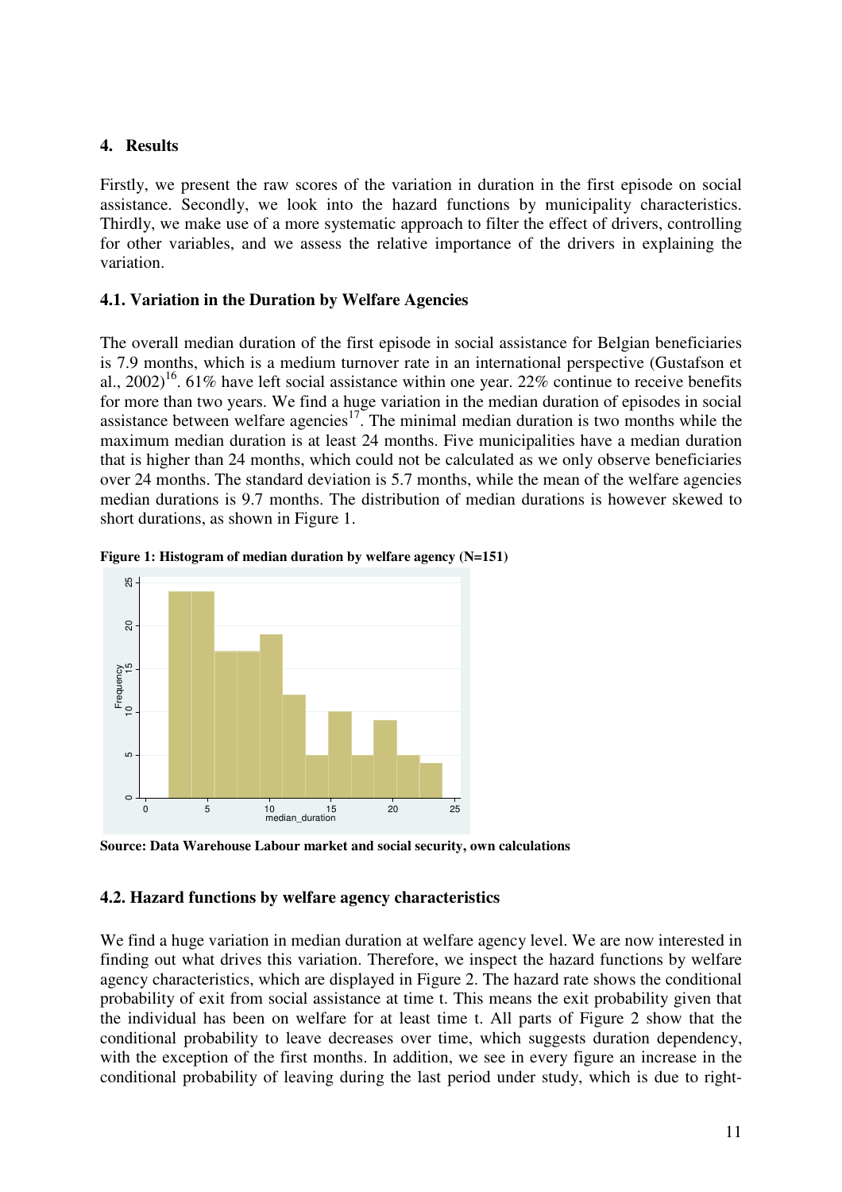## 4. Results

Firstly, we present the raw scores of the variation in duration in the first episode on social assistance. Secondly, we look into the hazard functions by municipality characteristics. Thirdly, we make use of a more systematic approach to filter the effect of drivers, controlling for other variables, and we assess the relative importance of the drivers in explaining the variation.

### 4.1. Variation in the Duration by Welfare Agencies

The overall median duration of the first episode in social assistance for Belgian beneficiaries is 7.9 months, which is a medium turnover rate in an international perspective (Gustafson et al., 2002)[16]. 61% have left social assistance within one year. 22% continue to receive benefits for more than two years. We find a huge variation in the median duration of episodes in social assistance between welfare agencies[17]. The minimal median duration is two months while the maximum median duration is at least 24 months. Five municipalities have a median duration that is higher than 24 months, which could not be calculated as we only observe beneficiaries over 24 months. The standard deviation is 5.7 months, while the mean of the welfare agencies median durations is 9.7 months. The distribution of median durations is however skewed to short durations, as shown in Figure 1.

**Figure 1: Histogram of median duration by welfare agency (N=151)**

**Source: Data Warehouse Labour market and social security, own calculations**

### 4.2. Hazard functions by welfare agency characteristics

We find a huge variation in median duration at welfare agency level. We are now interested in finding out what drives this variation. Therefore, we inspect the hazard functions by welfare agency characteristics, which are displayed in Figure 2. The hazard rate shows the conditional probability of exit from social assistance at time t. This means the exit probability given that the individual has been on welfare for at least time t. All parts of Figure 2 show that the conditional probability to leave decreases over time, which suggests duration dependency, with the exception of the first months. In addition, we see in every figure an increase in the conditional probability of leaving during the last period under study, which is due to right-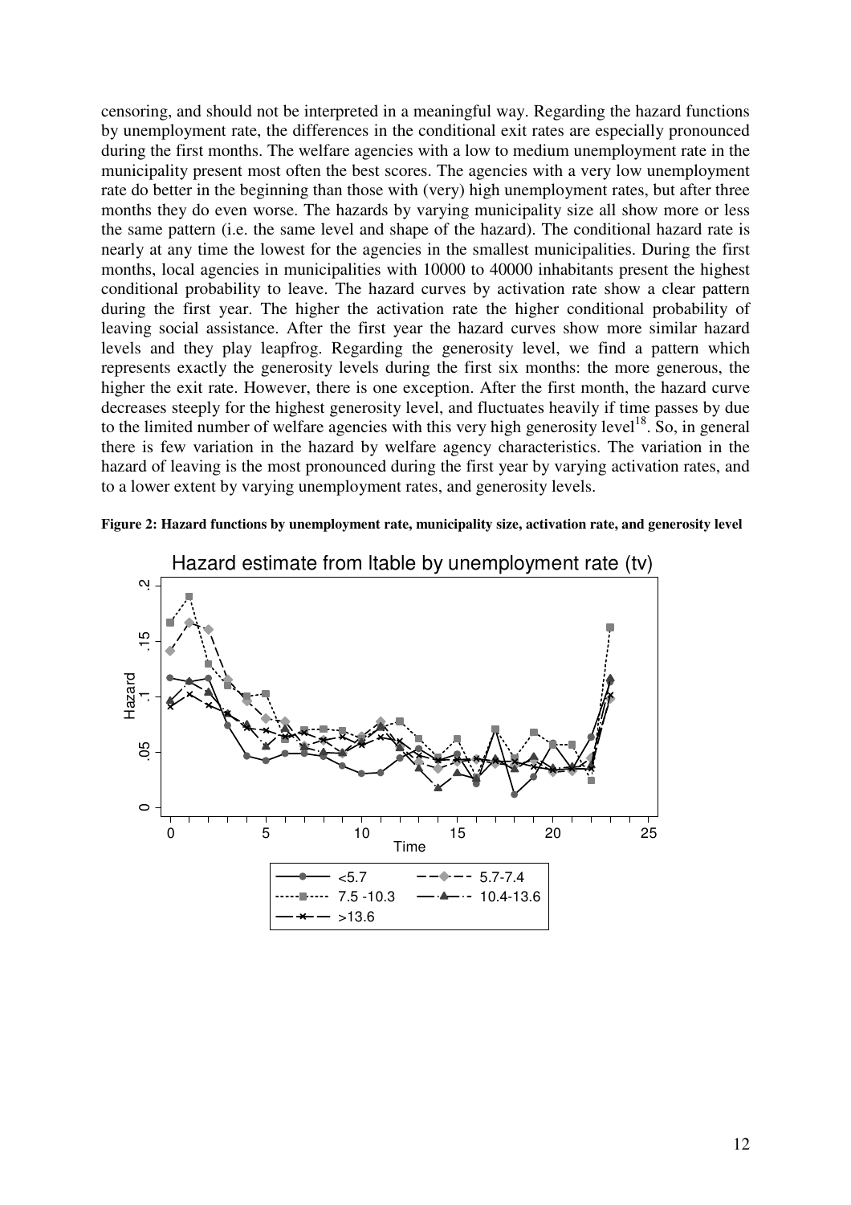censoring, and should not be interpreted in a meaningful way. Regarding the hazard functions by unemployment rate, the differences in the conditional exit rates are especially pronounced during the first months. The welfare agencies with a low to medium unemployment rate in the municipality present most often the best scores. The agencies with a very low unemployment rate do better in the beginning than those with (very) high unemployment rates, but after three months they do even worse. The hazards by varying municipality size all show more or less the same pattern (i.e. the same level and shape of the hazard). The conditional hazard rate is nearly at any time the lowest for the agencies in the smallest municipalities. During the first months, local agencies in municipalities with 10000 to 40000 inhabitants present the highest conditional probability to leave. The hazard curves by activation rate show a clear pattern during the first year. The higher the activation rate the higher conditional probability of leaving social assistance. After the first year the hazard curves show more similar hazard levels and they play leapfrog. Regarding the generosity level, we find a pattern which represents exactly the generosity levels during the first six months: the more generous, the higher the exit rate. However, there is one exception. After the first month, the hazard curve decreases steeply for the highest generosity level, and fluctuates heavily if time passes by due to the limited number of welfare agencies with this very high generosity level[18]. So, in general there is few variation in the hazard by welfare agency characteristics. The variation in the hazard of leaving is the most pronounced during the first year by varying activation rates, and to a lower extent by varying unemployment rates, and generosity levels.

**Figure 2: Hazard functions by unemployment rate, municipality size, activation rate, and generosity level**

Hazard estimate from ltable by unemployment rate (tv)

Hazard

Time

<5.7 | 5.7-7.4 | 7.5 -10.3 | 10.4-13.6 | >13.6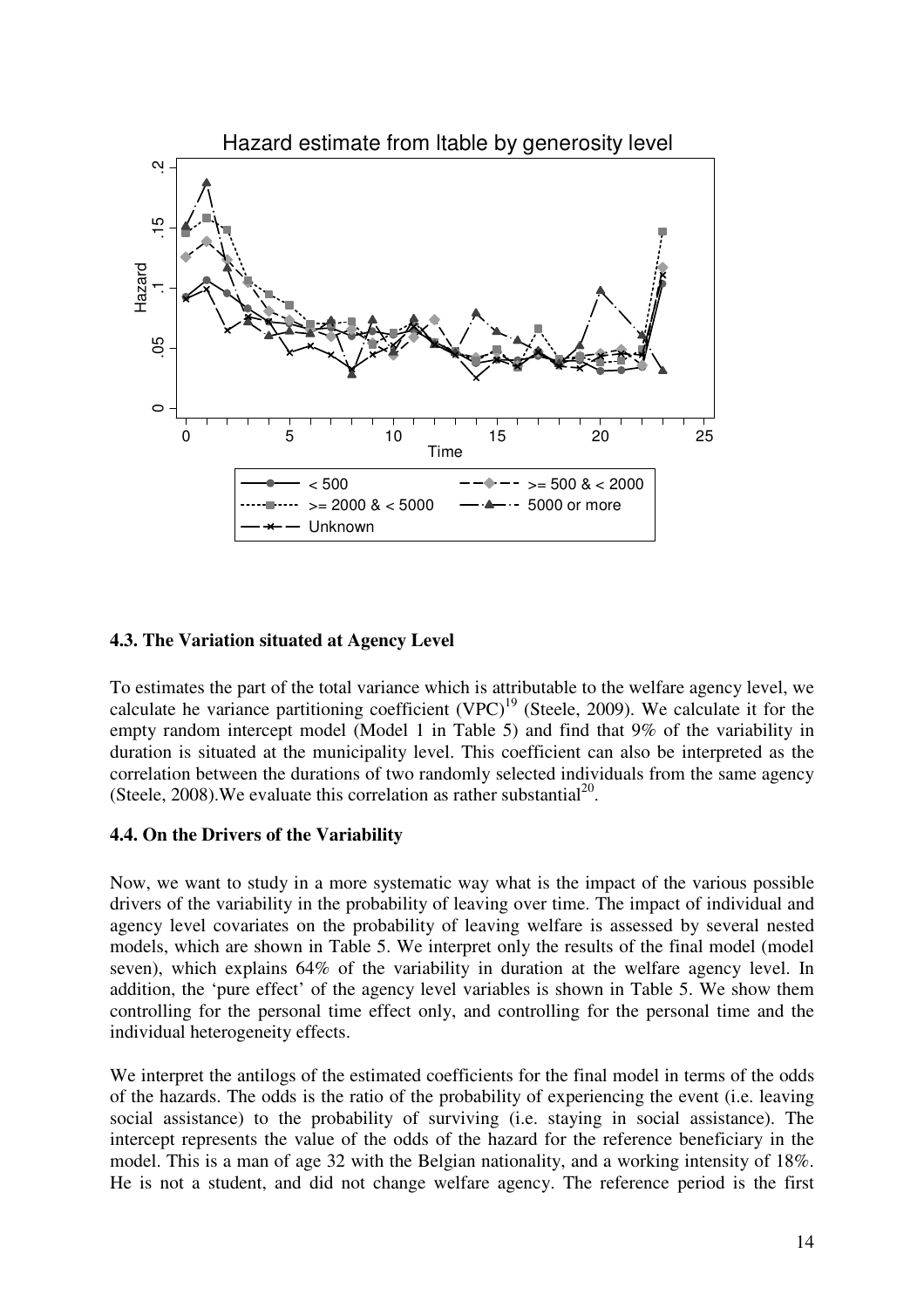## 4.3. The Variation situated at Agency Level

To estimates the part of the total variance which is attributable to the welfare agency level, we calculate he variance partitioning coefficient (VPC)[19] (Steele, 2009). We calculate it for the empty random intercept model (Model 1 in Table 5) and find that 9% of the variability in duration is situated at the municipality level. This coefficient can also be interpreted as the correlation between the durations of two randomly selected individuals from the same agency (Steele, 2008).We evaluate this correlation as rather substantial[20].

## 4.4. On the Drivers of the Variability

Now, we want to study in a more systematic way what is the impact of the various possible drivers of the variability in the probability of leaving over time. The impact of individual and agency level covariates on the probability of leaving welfare is assessed by several nested models, which are shown in Table 5. We interpret only the results of the final model (model seven), which explains 64% of the variability in duration at the welfare agency level. In addition, the 'pure effect' of the agency level variables is shown in Table 5. We show them controlling for the personal time effect only, and controlling for the personal time and the individual heterogeneity effects.

We interpret the antilogs of the estimated coefficients for the final model in terms of the odds of the hazards. The odds is the ratio of the probability of experiencing the event (i.e. leaving social assistance) to the probability of surviving (i.e. staying in social assistance). The intercept represents the value of the odds of the hazard for the reference beneficiary in the model. This is a man of age 32 with the Belgian nationality, and a working intensity of 18%. He is not a student, and did not change welfare agency. The reference period is the first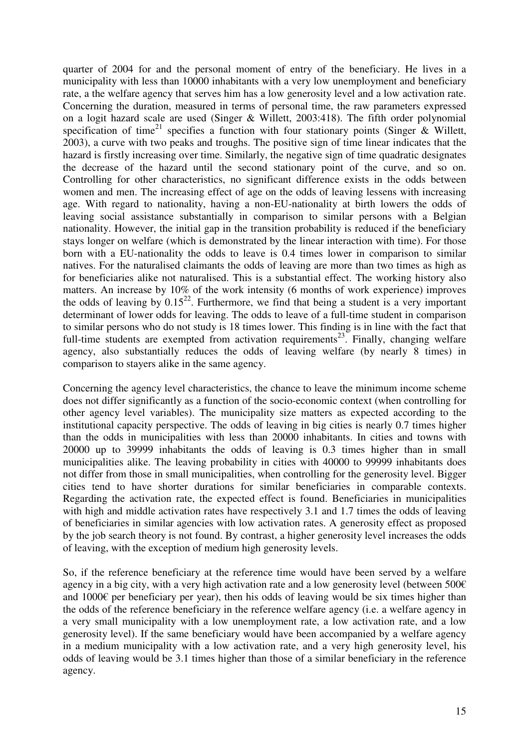quarter of 2004 for and the personal moment of entry of the beneficiary. He lives in a municipality with less than 10000 inhabitants with a very low unemployment and beneficiary rate, a the welfare agency that serves him has a low generosity level and a low activation rate. Concerning the duration, measured in terms of personal time, the raw parameters expressed on a logit hazard scale are used (Singer & Willett, 2003:418). The fifth order polynomial specification of time[21] specifies a function with four stationary points (Singer & Willett, 2003), a curve with two peaks and troughs. The positive sign of time linear indicates that the hazard is firstly increasing over time. Similarly, the negative sign of time quadratic designates the decrease of the hazard until the second stationary point of the curve, and so on. Controlling for other characteristics, no significant difference exists in the odds between women and men. The increasing effect of age on the odds of leaving lessens with increasing age. With regard to nationality, having a non-EU-nationality at birth lowers the odds of leaving social assistance substantially in comparison to similar persons with a Belgian nationality. However, the initial gap in the transition probability is reduced if the beneficiary stays longer on welfare (which is demonstrated by the linear interaction with time). For those born with a EU-nationality the odds to leave is 0.4 times lower in comparison to similar natives. For the naturalised claimants the odds of leaving are more than two times as high as for beneficiaries alike not naturalised. This is a substantial effect. The working history also matters. An increase by 10% of the work intensity (6 months of work experience) improves the odds of leaving by 0.15[22]. Furthermore, we find that being a student is a very important determinant of lower odds for leaving. The odds to leave of a full-time student in comparison to similar persons who do not study is 18 times lower. This finding is in line with the fact that full-time students are exempted from activation requirements[23]. Finally, changing welfare agency, also substantially reduces the odds of leaving welfare (by nearly 8 times) in comparison to stayers alike in the same agency.

Concerning the agency level characteristics, the chance to leave the minimum income scheme does not differ significantly as a function of the socio-economic context (when controlling for other agency level variables). The municipality size matters as expected according to the institutional capacity perspective. The odds of leaving in big cities is nearly 0.7 times higher than the odds in municipalities with less than 20000 inhabitants. In cities and towns with 20000 up to 39999 inhabitants the odds of leaving is 0.3 times higher than in small municipalities alike. The leaving probability in cities with 40000 to 99999 inhabitants does not differ from those in small municipalities, when controlling for the generosity level. Bigger cities tend to have shorter durations for similar beneficiaries in comparable contexts. Regarding the activation rate, the expected effect is found. Beneficiaries in municipalities with high and middle activation rates have respectively 3.1 and 1.7 times the odds of leaving of beneficiaries in similar agencies with low activation rates. A generosity effect as proposed by the job search theory is not found. By contrast, a higher generosity level increases the odds of leaving, with the exception of medium high generosity levels.

So, if the reference beneficiary at the reference time would have been served by a welfare agency in a big city, with a very high activation rate and a low generosity level (between 500€ and 1000€ per beneficiary per year), then his odds of leaving would be six times higher than the odds of the reference beneficiary in the reference welfare agency (i.e. a welfare agency in a very small municipality with a low unemployment rate, a low activation rate, and a low generosity level). If the same beneficiary would have been accompanied by a welfare agency in a medium municipality with a low activation rate, and a very high generosity level, his odds of leaving would be 3.1 times higher than those of a similar beneficiary in the reference agency.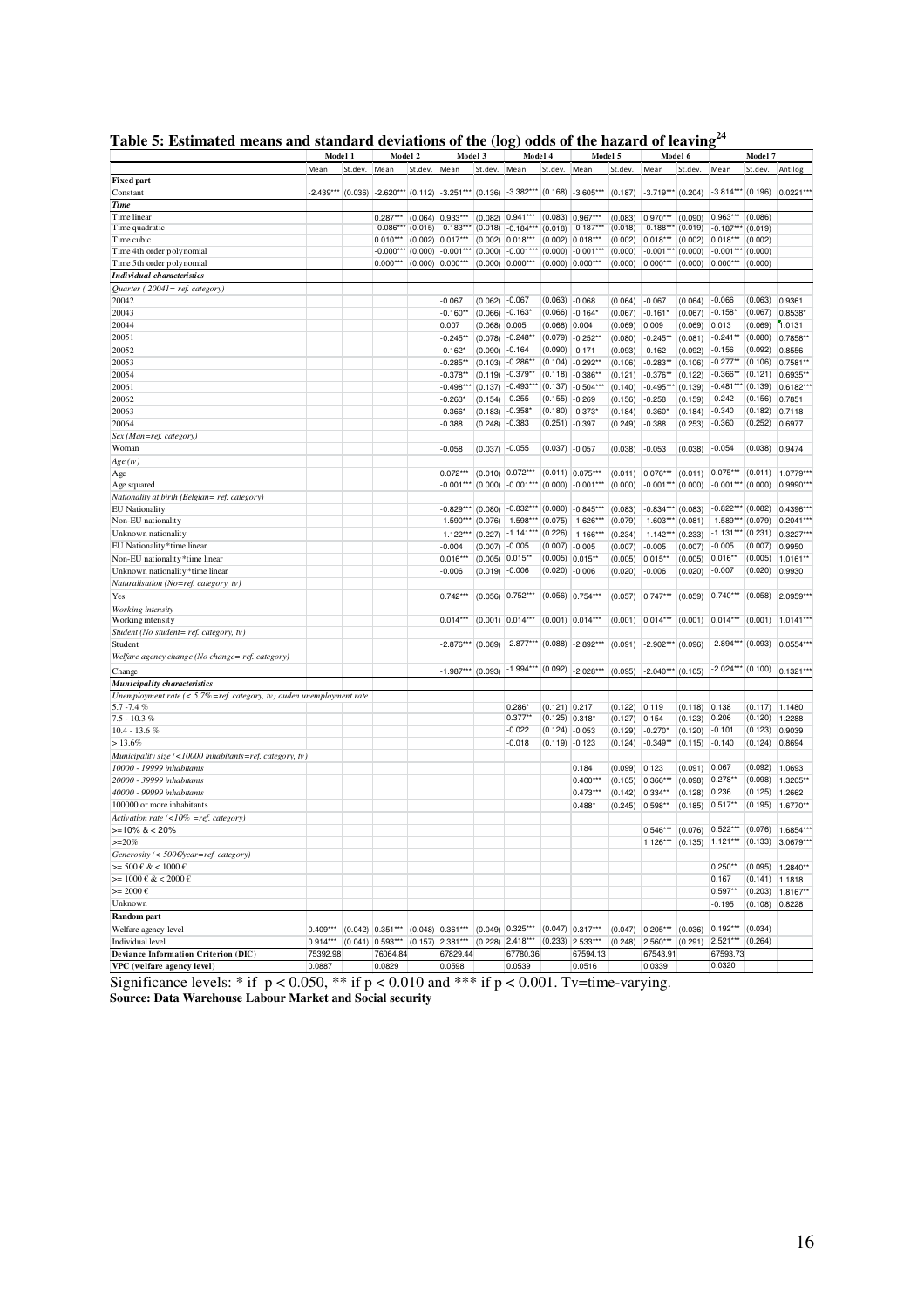## Table 5: Estimated means and standard deviations of the (log) odds of the hazard of leaving[24]

| | Model 1 | | Model 2 | | Model 3 | | Model 4 | | Model 5 | | Model 6 | | Model 7 | | |
|---|---|---|---|---|---|---|---|---|---|---|---|---|---|---|---|
| | Mean | St.dev. | Mean | St.dev. | Mean | St.dev. | Mean | St.dev. | Mean | St.dev. | Mean | St.dev. | Mean | St.dev. | Antilog |
| **Fixed part** | | | | | | | | | | | | | | | |
| Constant | -2.439*** | (0.036) | -2.620*** | (0.112) | -3.251*** | (0.136) | -3.382*** | (0.168) | -3.605*** | (0.187) | -3.719*** | (0.204) | -3.814*** | (0.196) | 0.0221*** |
| ***Time*** | | | | | | | | | | | | | | | |
| Time linear | | | 0.287*** | (0.064) | 0.933*** | (0.082) | 0.941*** | (0.083) | 0.967*** | (0.083) | 0.970*** | (0.090) | 0.963*** | (0.086) | |
| Time quadratic | | | -0.086*** | (0.015) | -0.183*** | (0.018) | -0.184*** | (0.018) | -0.187*** | (0.018) | -0.188*** | (0.019) | -0.187*** | (0.019) | |
| Time cubic | | | 0.010*** | (0.002) | 0.017*** | (0.002) | 0.018*** | (0.002) | 0.018*** | (0.002) | 0.018*** | (0.002) | 0.018*** | (0.002) | |
| Time 4th order polynomial | | | -0.000*** | (0.000) | -0.001*** | (0.000) | -0.001*** | (0.000) | -0.001*** | (0.000) | -0.001*** | (0.000) | -0.001*** | (0.000) | |
| Time 5th order polynomial | | | 0.000*** | (0.000) | 0.000*** | (0.000) | 0.000*** | (0.000) | 0.000*** | (0.000) | 0.000*** | (0.000) | 0.000*** | (0.000) | |
| ***Individual characteristics*** | | | | | | | | | | | | | | | |
| *Quarter ( 20041= ref. category)* | | | | | | | | | | | | | | | |
| 20042 | | | | | -0.067 | (0.062) | -0.067 | (0.063) | -0.068 | (0.064) | -0.067 | (0.064) | -0.066 | (0.063) | 0.9361 |
| 20043 | | | | | -0.160** | (0.066) | -0.163* | (0.066) | -0.164* | (0.067) | -0.161* | (0.067) | -0.158* | (0.067) | 0.8538* |
| 20044 | | | | | 0.007 | (0.068) | 0.005 | (0.068) | 0.004 | (0.069) | 0.009 | (0.069) | 0.013 | (0.069) | 1.0131 |
| 20051 | | | | | -0.245** | (0.078) | -0.248** | (0.079) | -0.252** | (0.080) | -0.245** | (0.081) | -0.241** | (0.080) | 0.7858** |
| 20052 | | | | | -0.162* | (0.090) | -0.164 | (0.090) | -0.171 | (0.093) | -0.162 | (0.092) | -0.156 | (0.092) | 0.8556 |
| 20053 | | | | | -0.285** | (0.103) | -0.286** | (0.104) | -0.292** | (0.106) | -0.283** | (0.106) | -0.277** | (0.106) | 0.7581** |
| 20054 | | | | | -0.378** | (0.119) | -0.379** | (0.118) | -0.386** | (0.121) | -0.376** | (0.122) | -0.366** | (0.121) | 0.6935** |
| 20061 | | | | | -0.498*** | (0.137) | -0.493*** | (0.137) | -0.504*** | (0.140) | -0.495*** | (0.139) | -0.481*** | (0.139) | 0.6182*** |
| 20062 | | | | | -0.263* | (0.154) | -0.255 | (0.155) | -0.269 | (0.156) | -0.258 | (0.159) | -0.242 | (0.156) | 0.7851 |
| 20063 | | | | | -0.366* | (0.183) | -0.358* | (0.180) | -0.373* | (0.184) | -0.360* | (0.184) | -0.340 | (0.182) | 0.7118 |
| 20064 | | | | | -0.388 | (0.248) | -0.383 | (0.251) | -0.397 | (0.249) | -0.388 | (0.253) | -0.360 | (0.252) | 0.6977 |
| *Sex (Man=ref. category)* | | | | | | | | | | | | | | | |
| Woman | | | | | -0.058 | (0.037) | -0.055 | (0.037) | -0.057 | (0.038) | -0.053 | (0.038) | -0.054 | (0.038) | 0.9474 |
| *Age (tv)* | | | | | | | | | | | | | | | |
| Age | | | | | 0.072*** | (0.010) | 0.072*** | (0.011) | 0.075*** | (0.011) | 0.076*** | (0.011) | 0.075*** | (0.011) | 1.0779*** |
| Age squared | | | | | -0.001*** | (0.000) | -0.001*** | (0.000) | -0.001*** | (0.000) | -0.001*** | (0.000) | -0.001*** | (0.000) | 0.9990*** |
| *Nationality at birth (Belgian= ref. category)* | | | | | | | | | | | | | | | |
| EU Nationality | | | | | -0.829*** | (0.080) | -0.832*** | (0.080) | -0.845*** | (0.083) | -0.834*** | (0.083) | -0.822*** | (0.082) | 0.4396*** |
| Non-EU nationality | | | | | -1.590*** | (0.076) | -1.598*** | (0.075) | -1.626*** | (0.079) | -1.603*** | (0.081) | -1.589*** | (0.079) | 0.2041*** |
| Unknown nationality | | | | | -1.122*** | (0.227) | -1.141*** | (0.226) | -1.166*** | (0.234) | -1.142*** | (0.233) | -1.131*** | (0.231) | 0.3227*** |
| EU Nationality*time linear | | | | | -0.004 | (0.007) | -0.005 | (0.007) | -0.005 | (0.007) | -0.005 | (0.007) | -0.005 | (0.007) | 0.9950 |
| Non-EU nationality*time linear | | | | | 0.016*** | (0.005) | 0.015** | (0.005) | 0.015** | (0.005) | 0.015** | (0.005) | 0.016** | (0.005) | 1.0161** |
| Unknown nationality*time linear | | | | | -0.006 | (0.019) | -0.006 | (0.020) | -0.006 | (0.020) | -0.006 | (0.020) | -0.007 | (0.020) | 0.9930 |
| *Naturalisation (No=ref. category, tv)* | | | | | | | | | | | | | | | |
| Yes | | | | | 0.742*** | (0.056) | 0.752*** | (0.056) | 0.754*** | (0.057) | 0.747*** | (0.059) | 0.740*** | (0.058) | 2.0959*** |
| *Working intensity* | | | | | | | | | | | | | | | |
| Working intensity | | | | | 0.014*** | (0.001) | 0.014*** | (0.001) | 0.014*** | (0.001) | 0.014*** | (0.001) | 0.014*** | (0.001) | 1.0141*** |
| *Student (No student= ref. category, tv)* | | | | | | | | | | | | | | | |
| Student | | | | | -2.876*** | (0.089) | -2.877*** | (0.088) | -2.892*** | (0.091) | -2.902*** | (0.096) | -2.894*** | (0.093) | 0.0554*** |
| *Welfare agency change (No change= ref. category)* | | | | | | | | | | | | | | | |
| Change | | | | | -1.987*** | (0.093) | -1.994*** | (0.092) | -2.028*** | (0.095) | -2.040*** | (0.105) | -2.024*** | (0.100) | 0.1321*** |
| ***Municipality characteristics*** | | | | | | | | | | | | | | | |
| *Unemployment rate (< 5.7%=ref. category, tv) ouden unemployment rate* | | | | | | | | | | | | | | | |
| 5.7 -7.4 % | | | | | | | 0.286* | (0.121) | 0.217 | (0.122) | 0.119 | (0.118) | 0.138 | (0.117) | 1.1480 |
| 7.5 - 10.3 % | | | | | | | 0.377** | (0.125) | 0.318* | (0.127) | 0.154 | (0.123) | 0.206 | (0.120) | 1.2288 |
| 10.4 - 13.6 % | | | | | | | -0.022 | (0.124) | -0.053 | (0.129) | -0.270* | (0.120) | -0.101 | (0.123) | 0.9039 |
| > 13.6% | | | | | | | -0.018 | (0.119) | -0.123 | (0.124) | -0.349** | (0.115) | -0.140 | (0.124) | 0.8694 |
| *Municipality size (<10000 inhabitants=ref. category, tv)* | | | | | | | | | | | | | | | |
| *10000 - 19999 inhabitants* | | | | | | | | | 0.184 | (0.099) | 0.123 | (0.091) | 0.067 | (0.092) | 1.0693 |
| *20000 - 39999 inhabitants* | | | | | | | | | 0.400*** | (0.105) | 0.366*** | (0.098) | 0.278** | (0.098) | 1.3205** |
| *40000 - 99999 inhabitants* | | | | | | | | | 0.473*** | (0.142) | 0.334** | (0.128) | 0.236 | (0.125) | 1.2662 |
| 100000 or more inhabitants | | | | | | | | | 0.488* | (0.245) | 0.598** | (0.185) | 0.517** | (0.195) | 1.6770** |
| *Activation rate (<10% =ref. category)* | | | | | | | | | | | | | | | |
| >=10% & < 20% | | | | | | | | | | | 0.546*** | (0.076) | 0.522*** | (0.076) | 1.6854*** |
| >=20% | | | | | | | | | | | 1.126*** | (0.135) | 1.121*** | (0.133) | 3.0679*** |
| *Generosity (< 500€/year=ref. category)* | | | | | | | | | | | | | | | |
| >= 500 € & < 1000 € | | | | | | | | | | | | | 0.250** | (0.095) | 1.2840** |
| >= 1000 € & < 2000 € | | | | | | | | | | | | | 0.167 | (0.141) | 1.1818 |
| >= 2000 € | | | | | | | | | | | | | 0.597** | (0.203) | 1.8167** |
| Unknown | | | | | | | | | | | | | -0.195 | (0.108) | 0.8228 |
| **Random part** | | | | | | | | | | | | | | | |
| Welfare agency level | 0.409*** | (0.042) | 0.351*** | (0.048) | 0.361*** | (0.049) | 0.325*** | (0.047) | 0.317*** | (0.047) | 0.205*** | (0.036) | 0.192*** | (0.034) | |
| Individual level | 0.914*** | (0.041) | 0.593*** | (0.157) | 2.381*** | (0.228) | 2.418*** | (0.233) | 2.533*** | (0.248) | 2.560*** | (0.291) | 2.521*** | (0.264) | |
| **Deviance Information Criterion (DIC)** | 75392.98 | | 76064.84 | | 67829.44 | | 67780.36 | | 67594.13 | | 67543.91 | | 67593.73 | | |
| **VPC (welfare agency level)** | 0.0887 | | 0.0829 | | 0.0598 | | 0.0539 | | 0.0516 | | 0.0339 | | 0.0320 | | |

Significance levels: * if $p < 0.050$, ** if $p < 0.010$ and *** if $p < 0.001$. Tv=time-varying.

**Source: Data Warehouse Labour Market and Social security**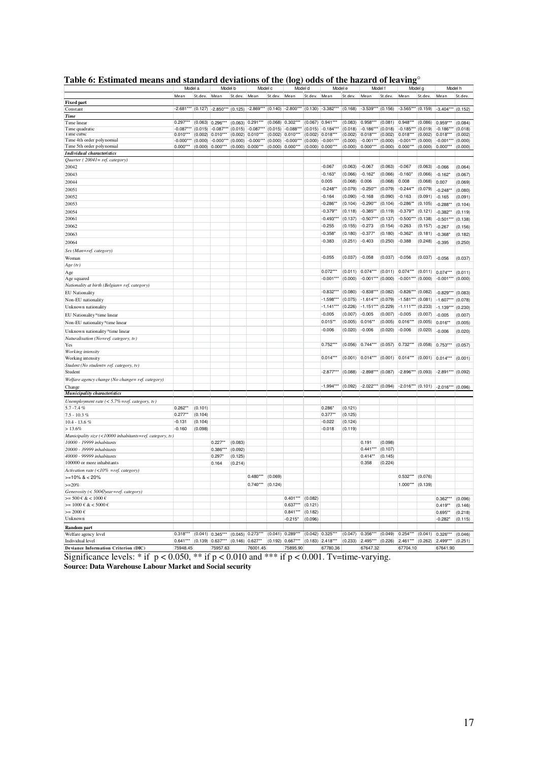**Table 6: Estimated means and standard deviations of the (log) odds of the hazard of leaving°**

| | Model a | | Model b | | Model c | | Model d | | Model e | | Model f | | Model g | | Model h | |
|---|---|---|---|---|---|---|---|---|---|---|---|---|---|---|---|---|
| | Mean | St.dev. | Mean | St.dev. | Mean | St.dev. | Mean | St.dev. | Mean | St.dev. | Mean | St.dev. | Mean | St.dev. | Mean | St.dev. |
| **Fixed part** | | | | | | | | | | | | | | | | |
| Constant | -2.681*** | (0.127) | -2.850*** | (0.125) | -2.869*** | (0.140) | -2.800*** | (0.130) | -3.382*** | (0.168) | -3.539*** | (0.156) | -3.565*** | (0.159) | -3.404*** | (0.152) |
| ***Time*** | | | | | | | | | | | | | | | | |
| Time linear | 0.297*** | (0.063) | 0.296*** | (0.063) | 0.291*** | (0.068) | 0.302*** | (0.067) | 0.941*** | (0.083) | 0.958*** | (0.081) | 0.948*** | (0.086) | 0.959*** | (0.084) |
| Time quadratic | -0.087*** | (0.015) | -0.087*** | (0.015) | -0.087*** | (0.015) | -0.088*** | (0.015) | -0.184*** | (0.018) | -0.186*** | (0.018) | -0.185*** | (0.019) | -0.186*** | (0.018) |
| Time cubic | 0.010*** | (0.002) | 0.010*** | (0.002) | 0.010*** | (0.002) | 0.010*** | (0.002) | 0.018*** | (0.002) | 0.018*** | (0.002) | 0.018*** | (0.002) | 0.018*** | (0.002) |
| Time 4th order polynomial | -0.000*** | (0.000) | -0.000*** | (0.000) | -0.000*** | (0.000) | -0.000*** | (0.000) | -0.001*** | (0.000) | -0.001*** | (0.000) | -0.001*** | (0.000) | -0.001*** | (0.000) |
| Time 5th order polynomial | 0.000*** | (0.000) | 0.000*** | (0.000) | 0.000*** | (0.000) | 0.000*** | (0.000) | 0.000*** | (0.000) | 0.000*** | (0.000) | 0.000*** | (0.000) | 0.000*** | (0.000) |
| ***Individual characteristics*** | | | | | | | | | | | | | | | | |
| *Quarter ( 20041= ref. category)* | | | | | | | | | | | | | | | | |
| 20042 | | | | | | | | | -0.067 | (0.063) | -0.067 | (0.063) | -0.067 | (0.063) | -0.066 | (0.064) |
| 20043 | | | | | | | | | -0.163* | (0.066) | -0.162* | (0.066) | -0.160* | (0.066) | -0.162* | (0.067) |
| 20044 | | | | | | | | | 0.005 | (0.068) | 0.006 | (0.068) | 0.008 | (0.068) | 0.007 | (0.069) |
| 20051 | | | | | | | | | -0.248** | (0.079) | -0.250** | (0.079) | -0.244** | (0.079) | -0.248** | (0.080) |
| 20052 | | | | | | | | | -0.164 | (0.090) | -0.168 | (0.090) | -0.163 | (0.091) | -0.165 | (0.091) |
| 20053 | | | | | | | | | -0.286** | (0.104) | -0.290** | (0.104) | -0.286** | (0.105) | -0.288** | (0.104) |
| 20054 | | | | | | | | | -0.379** | (0.118) | -0.385** | (0.119) | -0.379** | (0.121) | -0.382** | (0.119) |
| 20061 | | | | | | | | | -0.493*** | (0.137) | -0.507*** | (0.137) | -0.500*** | (0.138) | -0.501*** | (0.138) |
| 20062 | | | | | | | | | -0.255 | (0.155) | -0.273 | (0.154) | -0.263 | (0.157) | -0.267 | (0.156) |
| 20063 | | | | | | | | | -0.358* | (0.180) | -0.377* | (0.180) | -0.362* | (0.181) | -0.368* | (0.182) |
| 20064 | | | | | | | | | -0.383 | (0.251) | -0.403 | (0.250) | -0.388 | (0.248) | -0.395 | (0.250) |
| *Sex (Man=ref. category)* | | | | | | | | | | | | | | | | |
| Woman | | | | | | | | | -0.055 | (0.037) | -0.058 | (0.037) | -0.056 | (0.037) | -0.056 | (0.037) |
| *Age (tv)* | | | | | | | | | | | | | | | | |
| Age | | | | | | | | | 0.072*** | (0.011) | 0.074*** | (0.011) | 0.074*** | (0.011) | 0.074*** | (0.011) |
| Age squared | | | | | | | | | -0.001*** | (0.000) | -0.001*** | (0.000) | -0.001*** | (0.000) | -0.001*** | (0.000) |
| *Nationality at birth (Belgian= ref. category)* | | | | | | | | | | | | | | | | |
| EU Nationality | | | | | | | | | -0.832*** | (0.080) | -0.838*** | (0.082) | -0.826*** | (0.082) | -0.829*** | (0.083) |
| Non-EU nationality | | | | | | | | | -1.598*** | (0.075) | -1.614*** | (0.079) | -1.581*** | (0.081) | -1.607*** | (0.078) |
| Unknown nationality | | | | | | | | | -1.141*** | (0.226) | -1.151*** | (0.229) | -1.111*** | (0.233) | -1.139*** | (0.230) |
| EU Nationality*time linear | | | | | | | | | -0.005 | (0.007) | -0.005 | (0.007) | -0.005 | (0.007) | -0.005 | (0.007) |
| Non-EU nationality*time linear | | | | | | | | | 0.015** | (0.005) | 0.016** | (0.005) | 0.016** | (0.005) | 0.016** | (0.005) |
| Unknown nationality*time linear | | | | | | | | | -0.006 | (0.020) | -0.006 | (0.020) | -0.006 | (0.020) | -0.006 | (0.020) |
| *Naturalisation (No=ref. category, tv)* | | | | | | | | | | | | | | | | |
| Yes | | | | | | | | | 0.752*** | (0.056) | 0.744*** | (0.057) | 0.732*** | (0.058) | 0.753*** | (0.057) |
| *Working intensity* | | | | | | | | | | | | | | | | |
| Working intensity | | | | | | | | | 0.014*** | (0.001) | 0.014*** | (0.001) | 0.014*** | (0.001) | 0.014*** | (0.001) |
| *Student (No student= ref. category, tv)* | | | | | | | | | | | | | | | | |
| Student | | | | | | | | | -2.877*** | (0.088) | -2.898*** | (0.087) | -2.896*** | (0.093) | -2.891*** | (0.092) |
| *Welfare agency change (No change= ref. category)* | | | | | | | | | | | | | | | | |
| Change | | | | | | | | | -1.994*** | (0.092) | -2.022*** | (0.094) | -2.016*** | (0.101) | -2.016*** | (0.096) |
| ***Municipality characteristics*** | | | | | | | | | | | | | | | | |
| *Unemployment rate (< 5.7%=ref. category, tv)* | | | | | | | | | | | | | | | | |
| 5.7 -7.4 % | 0.262** | (0.101) | | | | | | | 0.286* | (0.121) | | | | | | |
| 7.5 - 10.3 % | 0.277** | (0.104) | | | | | | | 0.377** | (0.125) | | | | | | |
| 10.4 - 13.6 % | -0.131 | (0.104) | | | | | | | -0.022 | (0.124) | | | | | | |
| > 13.6% | -0.160 | (0.098) | | | | | | | -0.018 | (0.119) | | | | | | |
| *Municipality size (<10000 inhabitants=ref. category, tv)* | | | | | | | | | | | | | | | | |
| *10000 - 19999 inhabitants* | | | 0.227** | (0.083) | | | | | | | 0.191 | (0.098) | | | | |
| *20000 - 39999 inhabitants* | | | 0.386*** | (0.092) | | | | | | | 0.441*** | (0.107) | | | | |
| *40000 - 99999 inhabitants* | | | 0.297* | (0.125) | | | | | | | 0.414** | (0.145) | | | | |
| 100000 or more inhabitants | | | 0.164 | (0.214) | | | | | | | 0.358 | (0.224) | | | | |
| *Activation rate (<10% =ref. category)* | | | | | | | | | | | | | | | | |
| >=10% & < 20% | | | | | 0.480*** | (0.069) | | | | | | | 0.532*** | (0.076) | | |
| >=20% | | | | | 0.740*** | (0.124) | | | | | | | 1.000*** | (0.139) | | |
| *Generosity (< 500€/year=ref. category)* | | | | | | | | | | | | | | | | |
| >= 500 € & < 1000 € | | | | | | | 0.401*** | (0.082) | | | | | | | 0.362*** | (0.096) |
| >= 1000 € & < 5000 € | | | | | | | 0.637*** | (0.121) | | | | | | | 0.419** | (0.146) |
| >= 2000 € | | | | | | | 0.841*** | (0.182) | | | | | | | 0.695** | (0.218) |
| Unknown | | | | | | | -0.215* | (0.096) | | | | | | | -0.282* | (0.115) |
| **Random part** | | | | | | | | | | | | | | | | |
| Welfare agency level | 0.318*** | (0.041) | 0.345*** | (0.045) | 0.273*** | (0.041) | 0.289*** | (0.042) | 0.325*** | (0.047) | 0.356*** | (0.049) | 0.254*** | (0.041) | 0.326*** | (0.046) |
| Individual level | 0.641*** | (0.139) | 0.637*** | (0.146) | 0.627** | (0.192) | 0.667*** | (0.183) | 2.418*** | (0.233) | 2.495*** | (0.226) | 2.461*** | (0.262) | 2.499*** | (0.251) |
| **Deviance Information Criterion (DIC)** | 75948.45 | | 75957.63 | | 76001.45 | | 75895.90 | | 67780.36 | | 67647.32 | | 67704.10 | | 67641.90 | |

Significance levels: * if $p < 0.050$, ** if $p < 0.010$ and *** if $p < 0.001$. Tv=time-varying.

**Source: Data Warehouse Labour Market and Social security**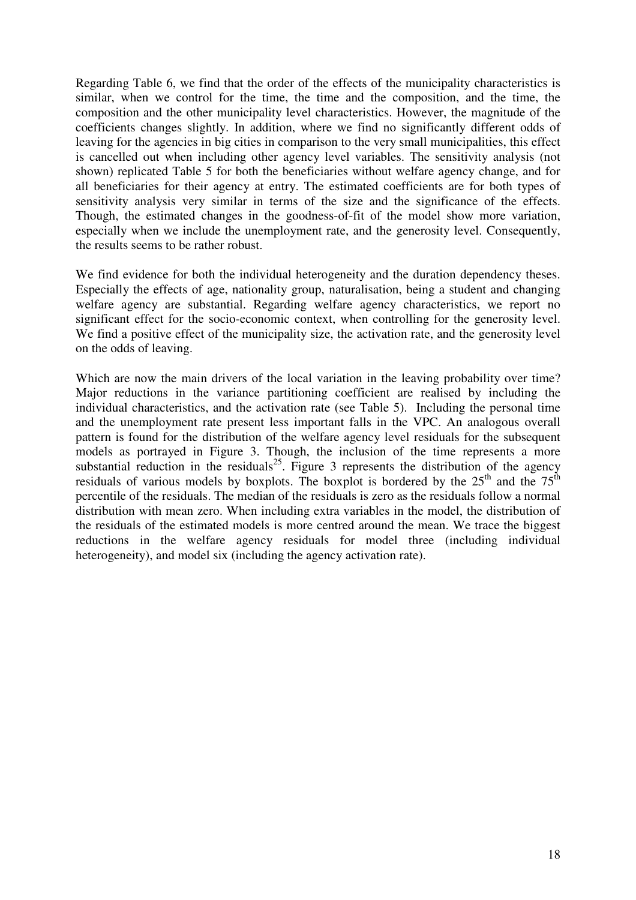Regarding Table 6, we find that the order of the effects of the municipality characteristics is similar, when we control for the time, the time and the composition, and the time, the composition and the other municipality level characteristics. However, the magnitude of the coefficients changes slightly. In addition, where we find no significantly different odds of leaving for the agencies in big cities in comparison to the very small municipalities, this effect is cancelled out when including other agency level variables. The sensitivity analysis (not shown) replicated Table 5 for both the beneficiaries without welfare agency change, and for all beneficiaries for their agency at entry. The estimated coefficients are for both types of sensitivity analysis very similar in terms of the size and the significance of the effects. Though, the estimated changes in the goodness-of-fit of the model show more variation, especially when we include the unemployment rate, and the generosity level. Consequently, the results seems to be rather robust.

We find evidence for both the individual heterogeneity and the duration dependency theses. Especially the effects of age, nationality group, naturalisation, being a student and changing welfare agency are substantial. Regarding welfare agency characteristics, we report no significant effect for the socio-economic context, when controlling for the generosity level. We find a positive effect of the municipality size, the activation rate, and the generosity level on the odds of leaving.

Which are now the main drivers of the local variation in the leaving probability over time? Major reductions in the variance partitioning coefficient are realised by including the individual characteristics, and the activation rate (see Table 5). Including the personal time and the unemployment rate present less important falls in the VPC. An analogous overall pattern is found for the distribution of the welfare agency level residuals for the subsequent models as portrayed in Figure 3. Though, the inclusion of the time represents a more substantial reduction in the residuals[25]. Figure 3 represents the distribution of the agency residuals of various models by boxplots. The boxplot is bordered by the 25[th] and the 75[th] percentile of the residuals. The median of the residuals is zero as the residuals follow a normal distribution with mean zero. When including extra variables in the model, the distribution of the residuals of the estimated models is more centred around the mean. We trace the biggest reductions in the welfare agency residuals for model three (including individual heterogeneity), and model six (including the agency activation rate).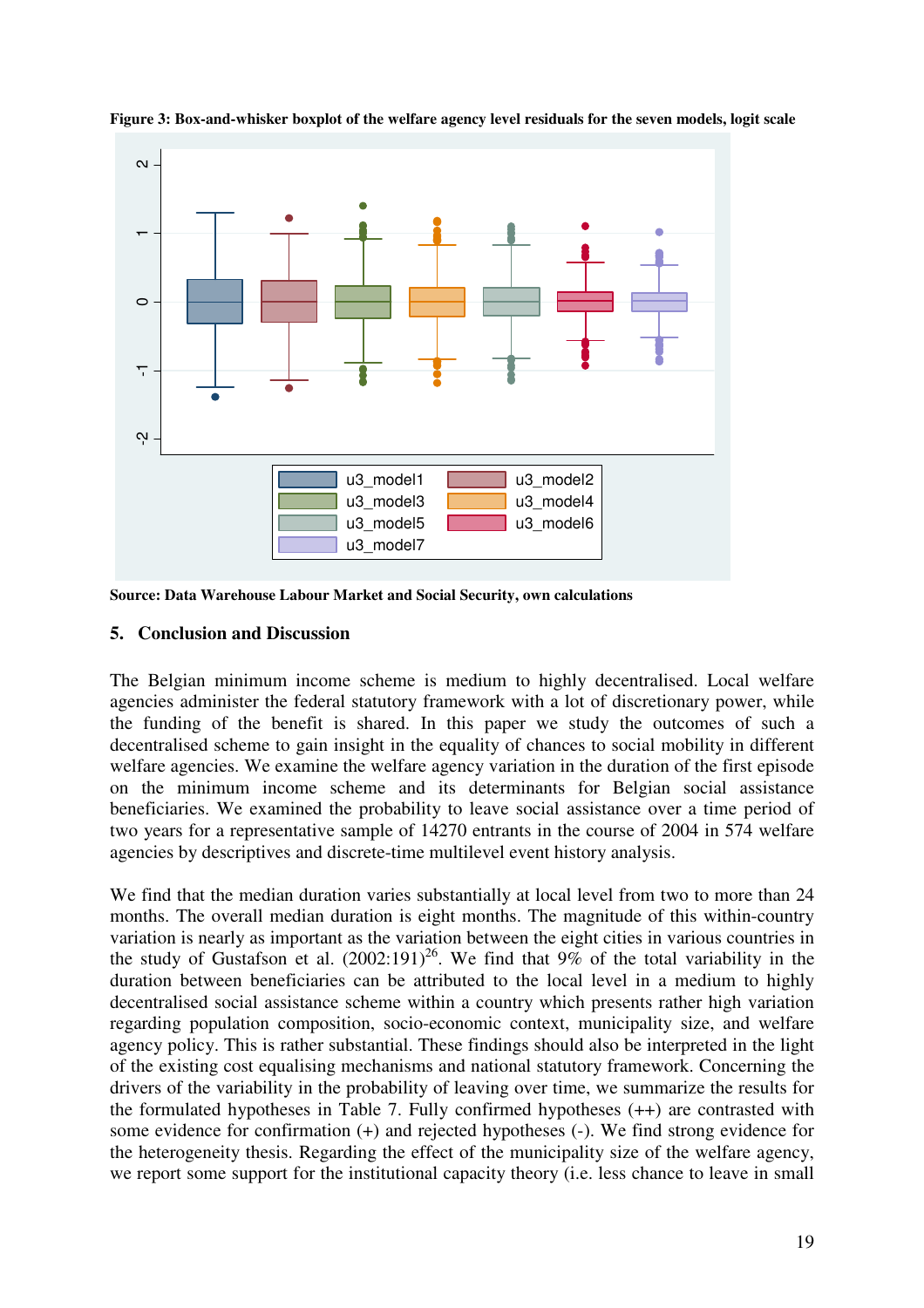**Figure 3: Box-and-whisker boxplot of the welfare agency level residuals for the seven models, logit scale**

**Source: Data Warehouse Labour Market and Social Security, own calculations**

## 5. Conclusion and Discussion

The Belgian minimum income scheme is medium to highly decentralised. Local welfare agencies administer the federal statutory framework with a lot of discretionary power, while the funding of the benefit is shared. In this paper we study the outcomes of such a decentralised scheme to gain insight in the equality of chances to social mobility in different welfare agencies. We examine the welfare agency variation in the duration of the first episode on the minimum income scheme and its determinants for Belgian social assistance beneficiaries. We examined the probability to leave social assistance over a time period of two years for a representative sample of 14270 entrants in the course of 2004 in 574 welfare agencies by descriptives and discrete-time multilevel event history analysis.

We find that the median duration varies substantially at local level from two to more than 24 months. The overall median duration is eight months. The magnitude of this within-country variation is nearly as important as the variation between the eight cities in various countries in the study of Gustafson et al. (2002:191)[26]. We find that 9% of the total variability in the duration between beneficiaries can be attributed to the local level in a medium to highly decentralised social assistance scheme within a country which presents rather high variation regarding population composition, socio-economic context, municipality size, and welfare agency policy. This is rather substantial. These findings should also be interpreted in the light of the existing cost equalising mechanisms and national statutory framework. Concerning the drivers of the variability in the probability of leaving over time, we summarize the results for the formulated hypotheses in Table 7. Fully confirmed hypotheses (++) are contrasted with some evidence for confirmation (+) and rejected hypotheses (-). We find strong evidence for the heterogeneity thesis. Regarding the effect of the municipality size of the welfare agency, we report some support for the institutional capacity theory (i.e. less chance to leave in small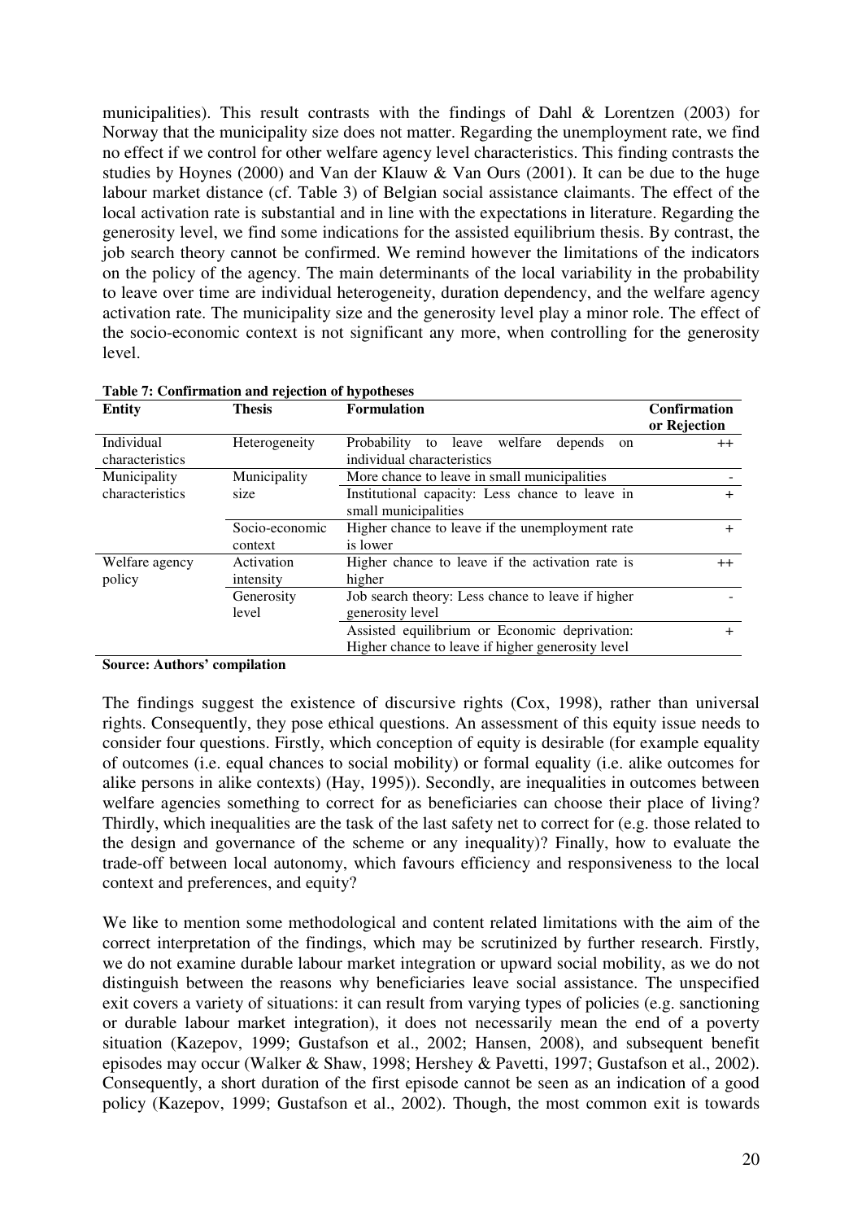municipalities). This result contrasts with the findings of Dahl & Lorentzen (2003) for Norway that the municipality size does not matter. Regarding the unemployment rate, we find no effect if we control for other welfare agency level characteristics. This finding contrasts the studies by Hoynes (2000) and Van der Klauw & Van Ours (2001). It can be due to the huge labour market distance (cf. Table 3) of Belgian social assistance claimants. The effect of the local activation rate is substantial and in line with the expectations in literature. Regarding the generosity level, we find some indications for the assisted equilibrium thesis. By contrast, the job search theory cannot be confirmed. We remind however the limitations of the indicators on the policy of the agency. The main determinants of the local variability in the probability to leave over time are individual heterogeneity, duration dependency, and the welfare agency activation rate. The municipality size and the generosity level play a minor role. The effect of the socio-economic context is not significant any more, when controlling for the generosity level.

**Table 7: Confirmation and rejection of hypotheses**

| Entity | Thesis | Formulation | Confirmation or Rejection |
|---|---|---|---|
| Individual characteristics | Heterogeneity | Probability to leave welfare depends on individual characteristics | ++ |
| Municipality characteristics | Municipality size | More chance to leave in small municipalities | - |
| | | Institutional capacity: Less chance to leave in small municipalities | + |
| | Socio-economic context | Higher chance to leave if the unemployment rate is lower | + |
| Welfare agency policy | Activation intensity | Higher chance to leave if the activation rate is higher | ++ |
| | Generosity level | Job search theory: Less chance to leave if higher generosity level | - |
| | | Assisted equilibrium or Economic deprivation: Higher chance to leave if higher generosity level | + |

**Source: Authors' compilation**

The findings suggest the existence of discursive rights (Cox, 1998), rather than universal rights. Consequently, they pose ethical questions. An assessment of this equity issue needs to consider four questions. Firstly, which conception of equity is desirable (for example equality of outcomes (i.e. equal chances to social mobility) or formal equality (i.e. alike outcomes for alike persons in alike contexts) (Hay, 1995)). Secondly, are inequalities in outcomes between welfare agencies something to correct for as beneficiaries can choose their place of living? Thirdly, which inequalities are the task of the last safety net to correct for (e.g. those related to the design and governance of the scheme or any inequality)? Finally, how to evaluate the trade-off between local autonomy, which favours efficiency and responsiveness to the local context and preferences, and equity?

We like to mention some methodological and content related limitations with the aim of the correct interpretation of the findings, which may be scrutinized by further research. Firstly, we do not examine durable labour market integration or upward social mobility, as we do not distinguish between the reasons why beneficiaries leave social assistance. The unspecified exit covers a variety of situations: it can result from varying types of policies (e.g. sanctioning or durable labour market integration), it does not necessarily mean the end of a poverty situation (Kazepov, 1999; Gustafson et al., 2002; Hansen, 2008), and subsequent benefit episodes may occur (Walker & Shaw, 1998; Hershey & Pavetti, 1997; Gustafson et al., 2002). Consequently, a short duration of the first episode cannot be seen as an indication of a good policy (Kazepov, 1999; Gustafson et al., 2002). Though, the most common exit is towards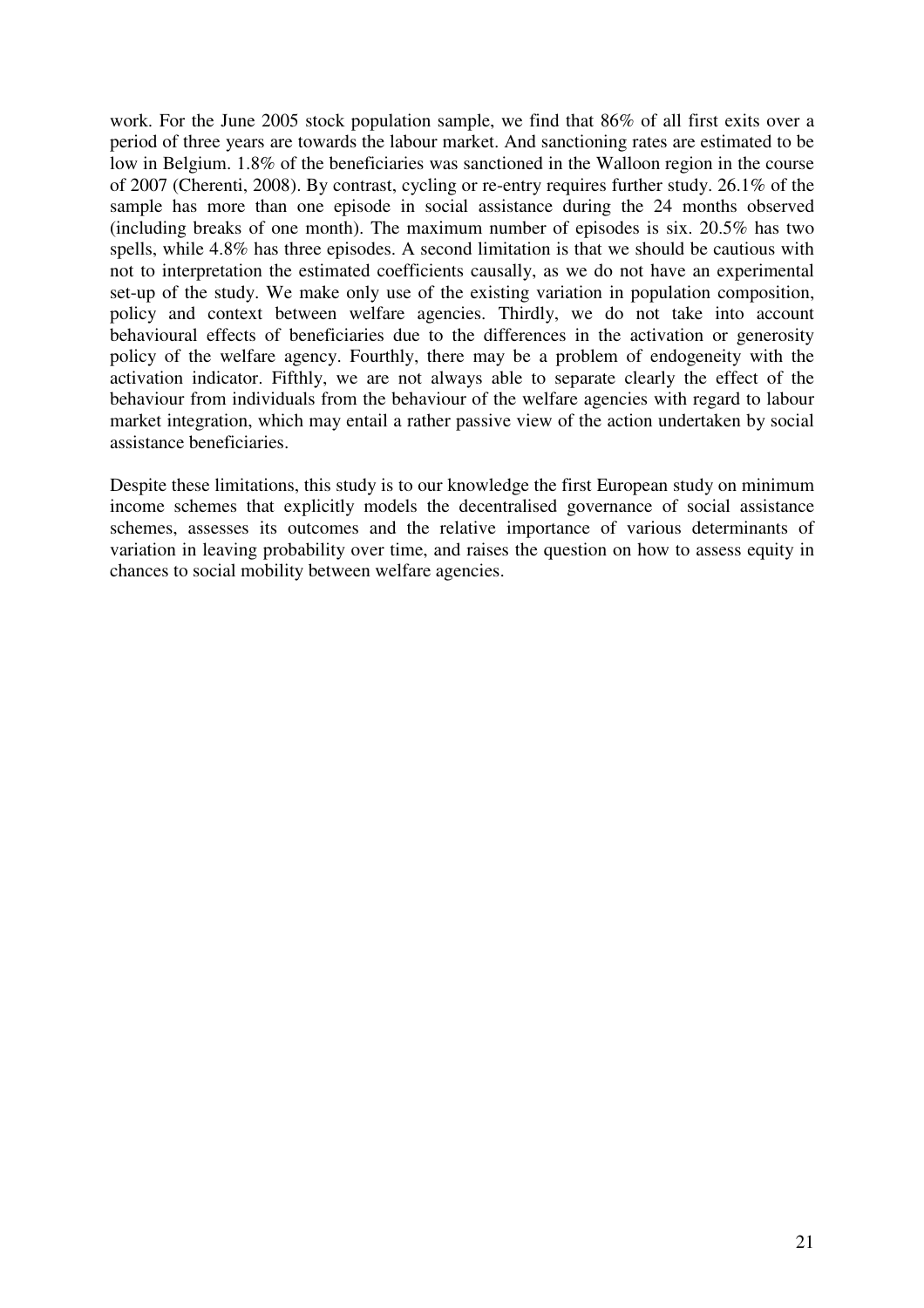work. For the June 2005 stock population sample, we find that 86% of all first exits over a period of three years are towards the labour market. And sanctioning rates are estimated to be low in Belgium. 1.8% of the beneficiaries was sanctioned in the Walloon region in the course of 2007 (Cherenti, 2008). By contrast, cycling or re-entry requires further study. 26.1% of the sample has more than one episode in social assistance during the 24 months observed (including breaks of one month). The maximum number of episodes is six. 20.5% has two spells, while 4.8% has three episodes. A second limitation is that we should be cautious with not to interpretation the estimated coefficients causally, as we do not have an experimental set-up of the study. We make only use of the existing variation in population composition, policy and context between welfare agencies. Thirdly, we do not take into account behavioural effects of beneficiaries due to the differences in the activation or generosity policy of the welfare agency. Fourthly, there may be a problem of endogeneity with the activation indicator. Fifthly, we are not always able to separate clearly the effect of the behaviour from individuals from the behaviour of the welfare agencies with regard to labour market integration, which may entail a rather passive view of the action undertaken by social assistance beneficiaries.

Despite these limitations, this study is to our knowledge the first European study on minimum income schemes that explicitly models the decentralised governance of social assistance schemes, assesses its outcomes and the relative importance of various determinants of variation in leaving probability over time, and raises the question on how to assess equity in chances to social mobility between welfare agencies.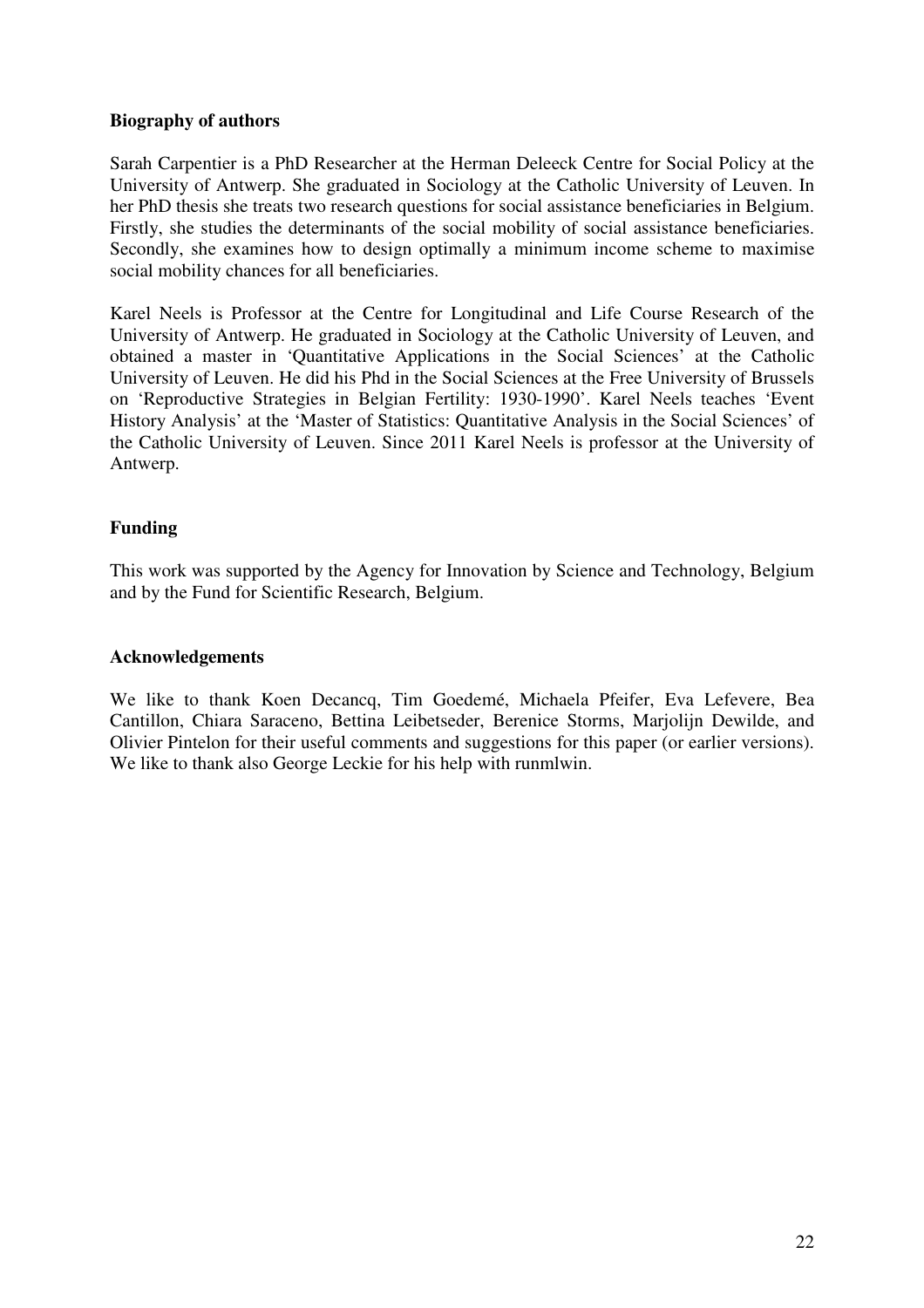**Biography of authors**

Sarah Carpentier is a PhD Researcher at the Herman Deleeck Centre for Social Policy at the University of Antwerp. She graduated in Sociology at the Catholic University of Leuven. In her PhD thesis she treats two research questions for social assistance beneficiaries in Belgium. Firstly, she studies the determinants of the social mobility of social assistance beneficiaries. Secondly, she examines how to design optimally a minimum income scheme to maximise social mobility chances for all beneficiaries.

Karel Neels is Professor at the Centre for Longitudinal and Life Course Research of the University of Antwerp. He graduated in Sociology at the Catholic University of Leuven, and obtained a master in 'Quantitative Applications in the Social Sciences' at the Catholic University of Leuven. He did his Phd in the Social Sciences at the Free University of Brussels on 'Reproductive Strategies in Belgian Fertility: 1930-1990'. Karel Neels teaches 'Event History Analysis' at the 'Master of Statistics: Quantitative Analysis in the Social Sciences' of the Catholic University of Leuven. Since 2011 Karel Neels is professor at the University of Antwerp.

**Funding**

This work was supported by the Agency for Innovation by Science and Technology, Belgium and by the Fund for Scientific Research, Belgium.

**Acknowledgements**

We like to thank Koen Decancq, Tim Goedemé, Michaela Pfeifer, Eva Lefevere, Bea Cantillon, Chiara Saraceno, Bettina Leibetseder, Berenice Storms, Marjolijn Dewilde, and Olivier Pintelon for their useful comments and suggestions for this paper (or earlier versions). We like to thank also George Leckie for his help with runmlwin.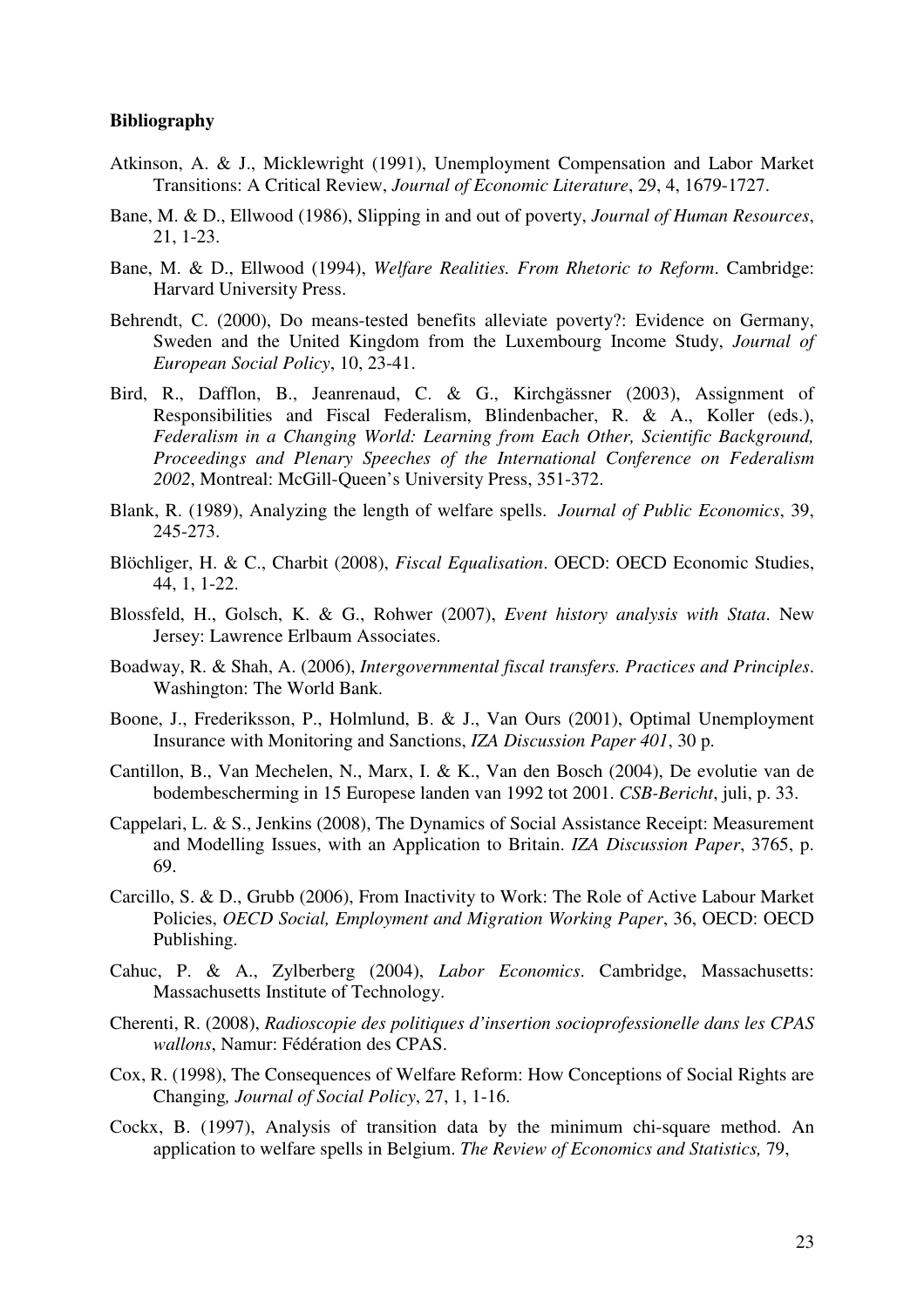**Bibliography**

Atkinson, A. & J., Micklewright (1991), Unemployment Compensation and Labor Market Transitions: A Critical Review, *Journal of Economic Literature*, 29, 4, 1679-1727.

Bane, M. & D., Ellwood (1986), Slipping in and out of poverty, *Journal of Human Resources*, 21, 1-23.

Bane, M. & D., Ellwood (1994), *Welfare Realities. From Rhetoric to Reform*. Cambridge: Harvard University Press.

Behrendt, C. (2000), Do means-tested benefits alleviate poverty?: Evidence on Germany, Sweden and the United Kingdom from the Luxembourg Income Study, *Journal of European Social Policy*, 10, 23-41.

Bird, R., Dafflon, B., Jeanrenaud, C. & G., Kirchgässner (2003), Assignment of Responsibilities and Fiscal Federalism, Blindenbacher, R. & A., Koller (eds.), *Federalism in a Changing World: Learning from Each Other, Scientific Background, Proceedings and Plenary Speeches of the International Conference on Federalism 2002*, Montreal: McGill-Queen's University Press, 351-372.

Blank, R. (1989), Analyzing the length of welfare spells. *Journal of Public Economics*, 39, 245-273.

Blöchliger, H. & C., Charbit (2008), *Fiscal Equalisation*. OECD: OECD Economic Studies, 44, 1, 1-22.

Blossfeld, H., Golsch, K. & G., Rohwer (2007), *Event history analysis with Stata*. New Jersey: Lawrence Erlbaum Associates.

Boadway, R. & Shah, A. (2006), *Intergovernmental fiscal transfers. Practices and Principles*. Washington: The World Bank.

Boone, J., Frederiksson, P., Holmlund, B. & J., Van Ours (2001), Optimal Unemployment Insurance with Monitoring and Sanctions, *IZA Discussion Paper 401*, 30 p.

Cantillon, B., Van Mechelen, N., Marx, I. & K., Van den Bosch (2004), De evolutie van de bodembescherming in 15 Europese landen van 1992 tot 2001. *CSB-Bericht*, juli, p. 33.

Cappelari, L. & S., Jenkins (2008), The Dynamics of Social Assistance Receipt: Measurement and Modelling Issues, with an Application to Britain. *IZA Discussion Paper*, 3765, p. 69.

Carcillo, S. & D., Grubb (2006), From Inactivity to Work: The Role of Active Labour Market Policies, *OECD Social, Employment and Migration Working Paper*, 36, OECD: OECD Publishing.

Cahuc, P. & A., Zylberberg (2004), *Labor Economics*. Cambridge, Massachusetts: Massachusetts Institute of Technology.

Cherenti, R. (2008), *Radioscopie des politiques d'insertion socioprofessionelle dans les CPAS wallons*, Namur: Fédération des CPAS.

Cox, R. (1998), The Consequences of Welfare Reform: How Conceptions of Social Rights are Changing*, Journal of Social Policy*, 27, 1, 1-16.

Cockx, B. (1997), Analysis of transition data by the minimum chi-square method. An application to welfare spells in Belgium. *The Review of Economics and Statistics,* 79,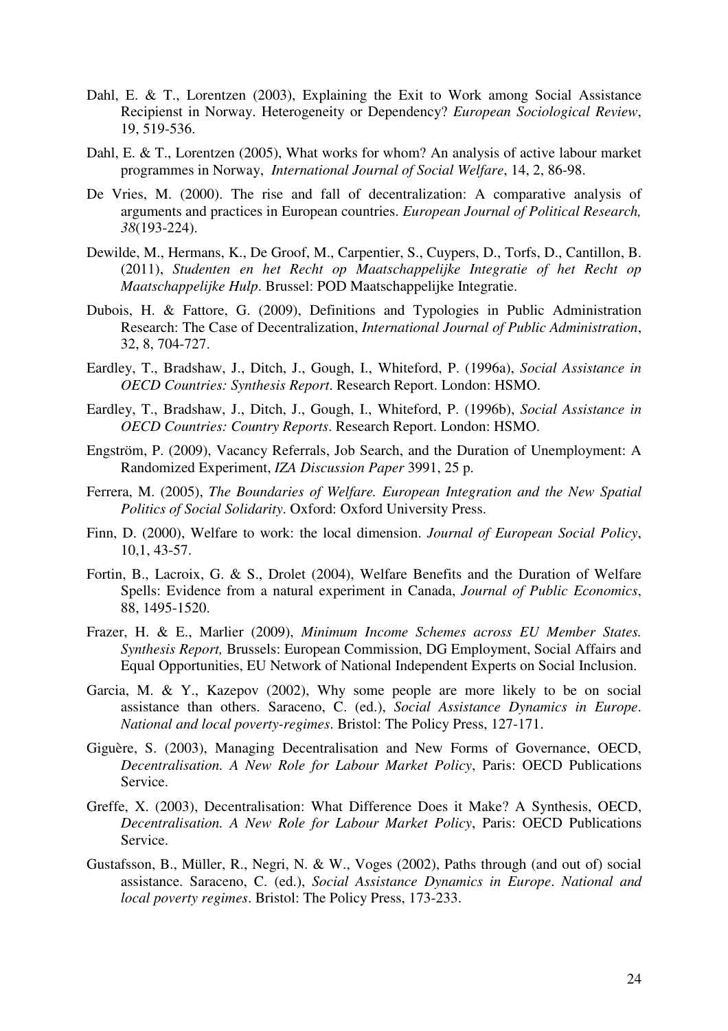Dahl, E. & T., Lorentzen (2003), Explaining the Exit to Work among Social Assistance Recipienst in Norway. Heterogeneity or Dependency? *European Sociological Review*, 19, 519-536.

Dahl, E. & T., Lorentzen (2005), What works for whom? An analysis of active labour market programmes in Norway, *International Journal of Social Welfare*, 14, 2, 86-98.

De Vries, M. (2000). The rise and fall of decentralization: A comparative analysis of arguments and practices in European countries. *European Journal of Political Research, 38*(193-224).

Dewilde, M., Hermans, K., De Groof, M., Carpentier, S., Cuypers, D., Torfs, D., Cantillon, B. (2011), *Studenten en het Recht op Maatschappelijke Integratie of het Recht op Maatschappelijke Hulp*. Brussel: POD Maatschappelijke Integratie.

Dubois, H. & Fattore, G. (2009), Definitions and Typologies in Public Administration Research: The Case of Decentralization, *International Journal of Public Administration*, 32, 8, 704-727.

Eardley, T., Bradshaw, J., Ditch, J., Gough, I., Whiteford, P. (1996a), *Social Assistance in OECD Countries: Synthesis Report*. Research Report. London: HSMO.

Eardley, T., Bradshaw, J., Ditch, J., Gough, I., Whiteford, P. (1996b), *Social Assistance in OECD Countries: Country Reports*. Research Report. London: HSMO.

Engström, P. (2009), Vacancy Referrals, Job Search, and the Duration of Unemployment: A Randomized Experiment, *IZA Discussion Paper* 3991, 25 p.

Ferrera, M. (2005), *The Boundaries of Welfare. European Integration and the New Spatial Politics of Social Solidarity*. Oxford: Oxford University Press.

Finn, D. (2000), Welfare to work: the local dimension. *Journal of European Social Policy*, 10,1, 43-57.

Fortin, B., Lacroix, G. & S., Drolet (2004), Welfare Benefits and the Duration of Welfare Spells: Evidence from a natural experiment in Canada, *Journal of Public Economics*, 88, 1495-1520.

Frazer, H. & E., Marlier (2009), *Minimum Income Schemes across EU Member States. Synthesis Report,* Brussels: European Commission, DG Employment, Social Affairs and Equal Opportunities, EU Network of National Independent Experts on Social Inclusion.

Garcia, M. & Y., Kazepov (2002), Why some people are more likely to be on social assistance than others. Saraceno, C. (ed.), *Social Assistance Dynamics in Europe*. *National and local poverty-regimes*. Bristol: The Policy Press, 127-171.

Giguère, S. (2003), Managing Decentralisation and New Forms of Governance, OECD, *Decentralisation. A New Role for Labour Market Policy*, Paris: OECD Publications Service.

Greffe, X. (2003), Decentralisation: What Difference Does it Make? A Synthesis, OECD, *Decentralisation. A New Role for Labour Market Policy*, Paris: OECD Publications Service.

Gustafsson, B., Müller, R., Negri, N. & W., Voges (2002), Paths through (and out of) social assistance. Saraceno, C. (ed.), *Social Assistance Dynamics in Europe*. *National and local poverty regimes*. Bristol: The Policy Press, 173-233.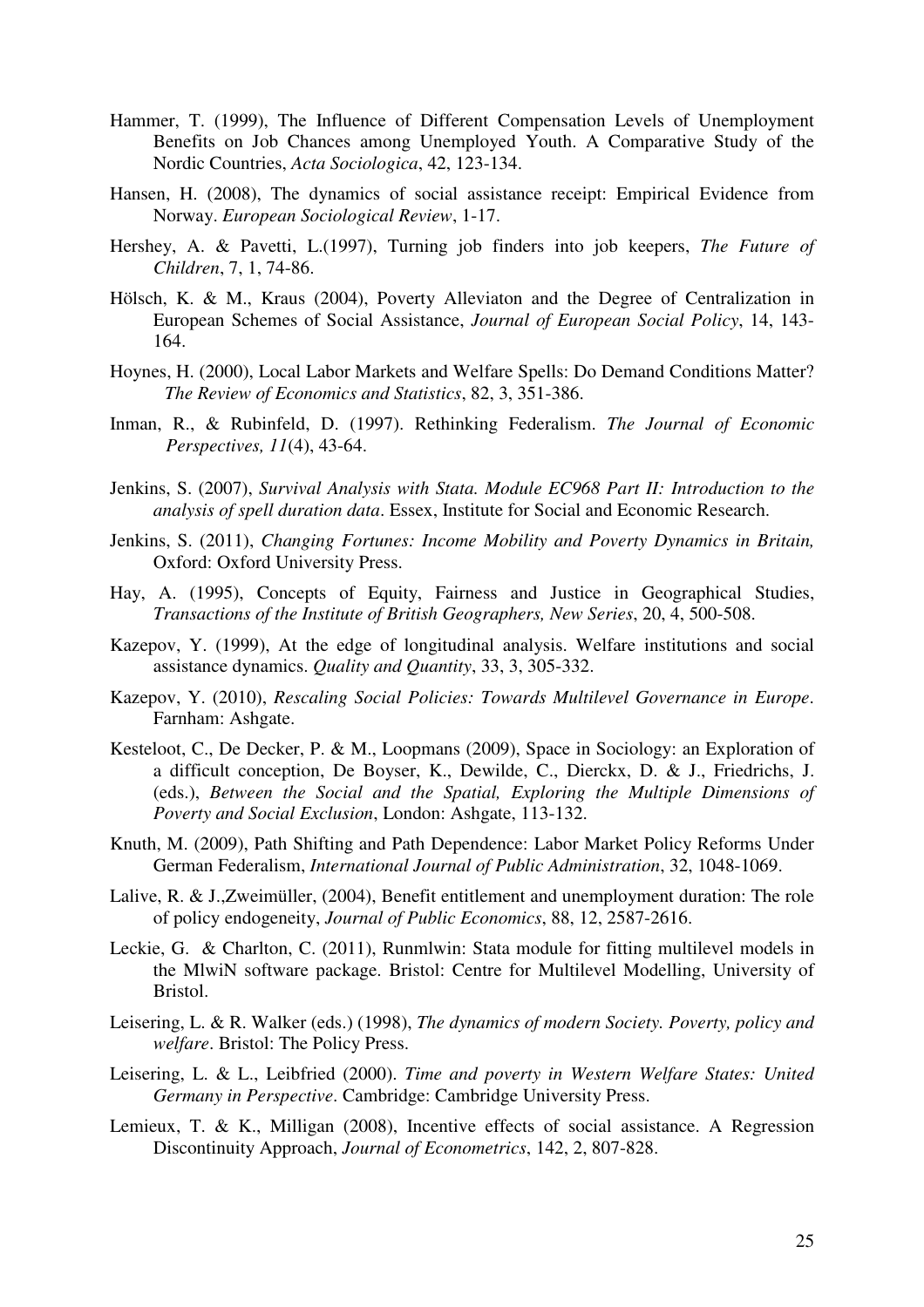Hammer, T. (1999), The Influence of Different Compensation Levels of Unemployment Benefits on Job Chances among Unemployed Youth. A Comparative Study of the Nordic Countries, *Acta Sociologica*, 42, 123-134.

Hansen, H. (2008), The dynamics of social assistance receipt: Empirical Evidence from Norway. *European Sociological Review*, 1-17.

Hershey, A. & Pavetti, L.(1997), Turning job finders into job keepers, *The Future of Children*, 7, 1, 74-86.

Hölsch, K. & M., Kraus (2004), Poverty Alleviaton and the Degree of Centralization in European Schemes of Social Assistance, *Journal of European Social Policy*, 14, 143-164.

Hoynes, H. (2000), Local Labor Markets and Welfare Spells: Do Demand Conditions Matter? *The Review of Economics and Statistics*, 82, 3, 351-386.

Inman, R., & Rubinfeld, D. (1997). Rethinking Federalism. *The Journal of Economic Perspectives, 11*(4), 43-64.

Jenkins, S. (2007), *Survival Analysis with Stata. Module EC968 Part II: Introduction to the analysis of spell duration data*. Essex, Institute for Social and Economic Research.

Jenkins, S. (2011), *Changing Fortunes: Income Mobility and Poverty Dynamics in Britain,* Oxford: Oxford University Press.

Hay, A. (1995), Concepts of Equity, Fairness and Justice in Geographical Studies, *Transactions of the Institute of British Geographers, New Series*, 20, 4, 500-508.

Kazepov, Y. (1999), At the edge of longitudinal analysis. Welfare institutions and social assistance dynamics. *Quality and Quantity*, 33, 3, 305-332.

Kazepov, Y. (2010), *Rescaling Social Policies: Towards Multilevel Governance in Europe*. Farnham: Ashgate.

Kesteloot, C., De Decker, P. & M., Loopmans (2009), Space in Sociology: an Exploration of a difficult conception, De Boyser, K., Dewilde, C., Dierckx, D. & J., Friedrichs, J. (eds.), *Between the Social and the Spatial, Exploring the Multiple Dimensions of Poverty and Social Exclusion*, London: Ashgate, 113-132.

Knuth, M. (2009), Path Shifting and Path Dependence: Labor Market Policy Reforms Under German Federalism, *International Journal of Public Administration*, 32, 1048-1069.

Lalive, R. & J.,Zweimüller, (2004), Benefit entitlement and unemployment duration: The role of policy endogeneity, *Journal of Public Economics*, 88, 12, 2587-2616.

Leckie, G. & Charlton, C. (2011), Runmlwin: Stata module for fitting multilevel models in the MlwiN software package. Bristol: Centre for Multilevel Modelling, University of Bristol.

Leisering, L. & R. Walker (eds.) (1998), *The dynamics of modern Society. Poverty, policy and welfare*. Bristol: The Policy Press.

Leisering, L. & L., Leibfried (2000). *Time and poverty in Western Welfare States: United Germany in Perspective*. Cambridge: Cambridge University Press.

Lemieux, T. & K., Milligan (2008), Incentive effects of social assistance. A Regression Discontinuity Approach, *Journal of Econometrics*, 142, 2, 807-828.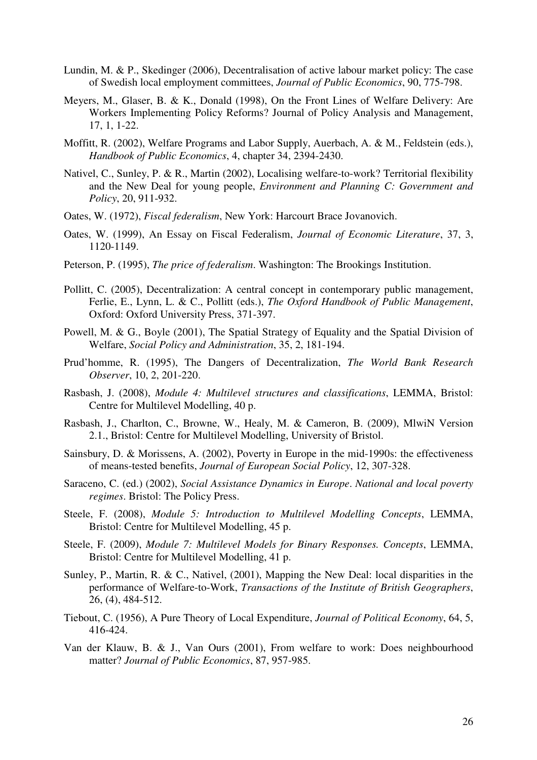Lundin, M. & P., Skedinger (2006), Decentralisation of active labour market policy: The case of Swedish local employment committees, *Journal of Public Economics*, 90, 775-798.

Meyers, M., Glaser, B. & K., Donald (1998), On the Front Lines of Welfare Delivery: Are Workers Implementing Policy Reforms? Journal of Policy Analysis and Management, 17, 1, 1-22.

Moffitt, R. (2002), Welfare Programs and Labor Supply, Auerbach, A. & M., Feldstein (eds.), *Handbook of Public Economics*, 4, chapter 34, 2394-2430.

Nativel, C., Sunley, P. & R., Martin (2002), Localising welfare-to-work? Territorial flexibility and the New Deal for young people, *Environment and Planning C: Government and Policy*, 20, 911-932.

Oates, W. (1972), *Fiscal federalism*, New York: Harcourt Brace Jovanovich.

Oates, W. (1999), An Essay on Fiscal Federalism, *Journal of Economic Literature*, 37, 3, 1120-1149.

Peterson, P. (1995), *The price of federalism*. Washington: The Brookings Institution.

Pollitt, C. (2005), Decentralization: A central concept in contemporary public management, Ferlie, E., Lynn, L. & C., Pollitt (eds.), *The Oxford Handbook of Public Management*, Oxford: Oxford University Press, 371-397.

Powell, M. & G., Boyle (2001), The Spatial Strategy of Equality and the Spatial Division of Welfare, *Social Policy and Administration*, 35, 2, 181-194.

Prud'homme, R. (1995), The Dangers of Decentralization, *The World Bank Research Observer*, 10, 2, 201-220.

Rasbash, J. (2008), *Module 4: Multilevel structures and classifications*, LEMMA, Bristol: Centre for Multilevel Modelling, 40 p.

Rasbash, J., Charlton, C., Browne, W., Healy, M. & Cameron, B. (2009), MlwiN Version 2.1., Bristol: Centre for Multilevel Modelling, University of Bristol.

Sainsbury, D. & Morissens, A. (2002), Poverty in Europe in the mid-1990s: the effectiveness of means-tested benefits, *Journal of European Social Policy*, 12, 307-328.

Saraceno, C. (ed.) (2002), *Social Assistance Dynamics in Europe*. *National and local poverty regimes*. Bristol: The Policy Press.

Steele, F. (2008), *Module 5: Introduction to Multilevel Modelling Concepts*, LEMMA, Bristol: Centre for Multilevel Modelling, 45 p.

Steele, F. (2009), *Module 7: Multilevel Models for Binary Responses. Concepts*, LEMMA, Bristol: Centre for Multilevel Modelling, 41 p.

Sunley, P., Martin, R. & C., Nativel, (2001), Mapping the New Deal: local disparities in the performance of Welfare-to-Work, *Transactions of the Institute of British Geographers*, 26, (4), 484-512.

Tiebout, C. (1956), A Pure Theory of Local Expenditure, *Journal of Political Economy*, 64, 5, 416-424.

Van der Klauw, B. & J., Van Ours (2001), From welfare to work: Does neighbourhood matter? *Journal of Public Economics*, 87, 957-985.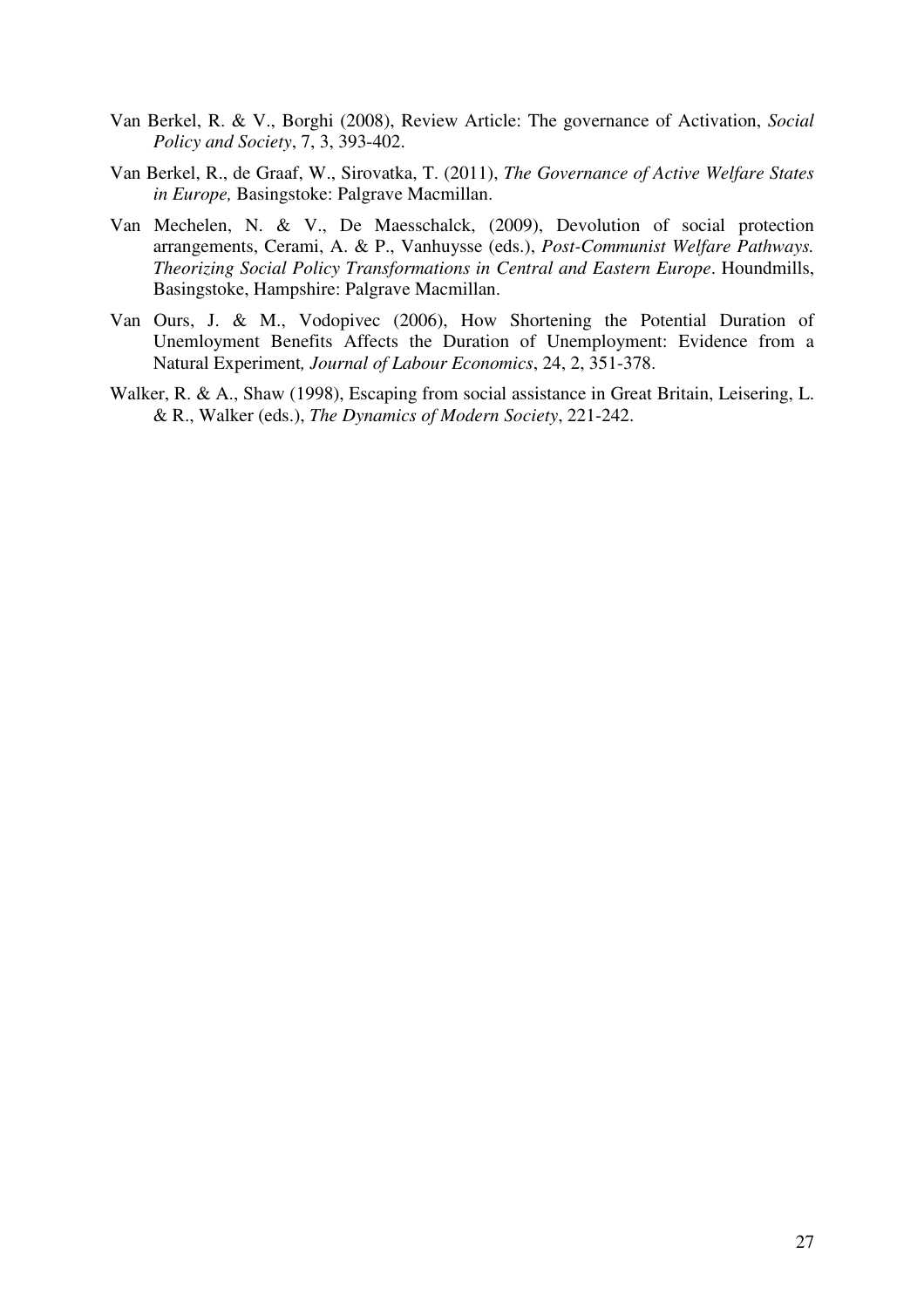Van Berkel, R. & V., Borghi (2008), Review Article: The governance of Activation, *Social Policy and Society*, 7, 3, 393-402.

Van Berkel, R., de Graaf, W., Sirovatka, T. (2011), *The Governance of Active Welfare States in Europe,* Basingstoke: Palgrave Macmillan.

Van Mechelen, N. & V., De Maesschalck, (2009), Devolution of social protection arrangements, Cerami, A. & P., Vanhuysse (eds.), *Post-Communist Welfare Pathways. Theorizing Social Policy Transformations in Central and Eastern Europe*. Houndmills, Basingstoke, Hampshire: Palgrave Macmillan.

Van Ours, J. & M., Vodopivec (2006), How Shortening the Potential Duration of Unemloyment Benefits Affects the Duration of Unemployment: Evidence from a Natural Experiment*, Journal of Labour Economics*, 24, 2, 351-378.

Walker, R. & A., Shaw (1998), Escaping from social assistance in Great Britain, Leisering, L. & R., Walker (eds.), *The Dynamics of Modern Society*, 221-242.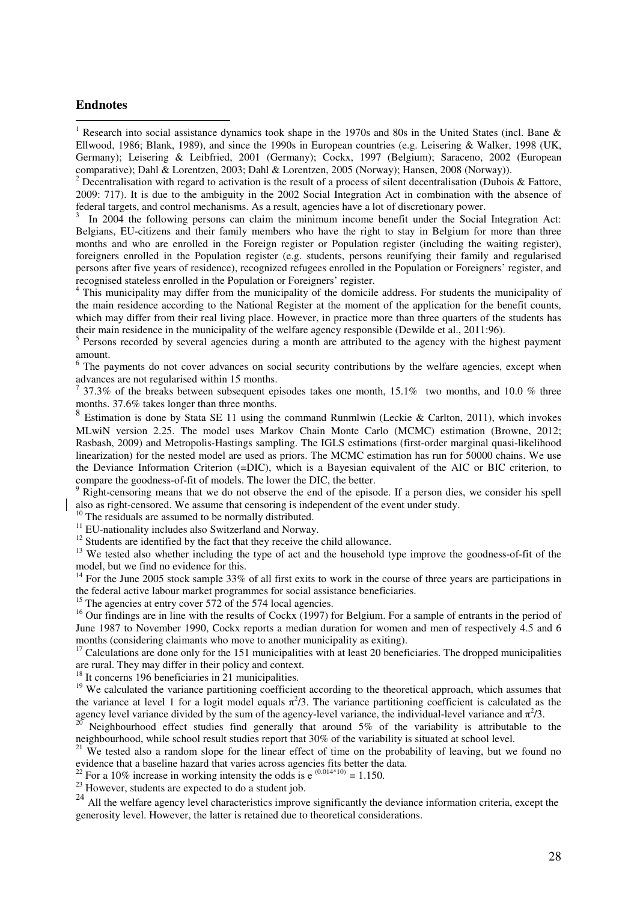## Endnotes

[1] Research into social assistance dynamics took shape in the 1970s and 80s in the United States (incl. Bane & Ellwood, 1986; Blank, 1989), and since the 1990s in European countries (e.g. Leisering & Walker, 1998 (UK, Germany); Leisering & Leibfried, 2001 (Germany); Cockx, 1997 (Belgium); Saraceno, 2002 (European comparative); Dahl & Lorentzen, 2003; Dahl & Lorentzen, 2005 (Norway); Hansen, 2008 (Norway)).

[2] Decentralisation with regard to activation is the result of a process of silent decentralisation (Dubois & Fattore, 2009: 717). It is due to the ambiguity in the 2002 Social Integration Act in combination with the absence of federal targets, and control mechanisms. As a result, agencies have a lot of discretionary power.

[3] In 2004 the following persons can claim the minimum income benefit under the Social Integration Act: Belgians, EU-citizens and their family members who have the right to stay in Belgium for more than three months and who are enrolled in the Foreign register or Population register (including the waiting register), foreigners enrolled in the Population register (e.g. students, persons reunifying their family and regularised persons after five years of residence), recognized refugees enrolled in the Population or Foreigners' register, and recognised stateless enrolled in the Population or Foreigners' register.

[4] This municipality may differ from the municipality of the domicile address. For students the municipality of the main residence according to the National Register at the moment of the application for the benefit counts, which may differ from their real living place. However, in practice more than three quarters of the students has their main residence in the municipality of the welfare agency responsible (Dewilde et al., 2011:96).

[5] Persons recorded by several agencies during a month are attributed to the agency with the highest payment amount.

[6] The payments do not cover advances on social security contributions by the welfare agencies, except when advances are not regularised within 15 months.

[7] 37.3% of the breaks between subsequent episodes takes one month, 15.1% two months, and 10.0 % three months. 37.6% takes longer than three months.

[8] Estimation is done by Stata SE 11 using the command Runmlwin (Leckie & Carlton, 2011), which invokes MLwiN version 2.25. The model uses Markov Chain Monte Carlo (MCMC) estimation (Browne, 2012; Rasbash, 2009) and Metropolis-Hastings sampling. The IGLS estimations (first-order marginal quasi-likelihood linearization) for the nested model are used as priors. The MCMC estimation has run for 50000 chains. We use the Deviance Information Criterion (=DIC), which is a Bayesian equivalent of the AIC or BIC criterion, to compare the goodness-of-fit of models. The lower the DIC, the better.

[9] Right-censoring means that we do not observe the end of the episode. If a person dies, we consider his spell also as right-censored. We assume that censoring is independent of the event under study.

[10] The residuals are assumed to be normally distributed.

[11] EU-nationality includes also Switzerland and Norway.

[12] Students are identified by the fact that they receive the child allowance.

[13] We tested also whether including the type of act and the household type improve the goodness-of-fit of the model, but we find no evidence for this.

[14] For the June 2005 stock sample 33% of all first exits to work in the course of three years are participations in the federal active labour market programmes for social assistance beneficiaries.

[15] The agencies at entry cover 572 of the 574 local agencies.

[16] Our findings are in line with the results of Cockx (1997) for Belgium. For a sample of entrants in the period of June 1987 to November 1990, Cockx reports a median duration for women and men of respectively 4.5 and 6 months (considering claimants who move to another municipality as exiting).

[17] Calculations are done only for the 151 municipalities with at least 20 beneficiaries. The dropped municipalities are rural. They may differ in their policy and context.

[18] It concerns 196 beneficiaries in 21 municipalities.

[19] We calculated the variance partitioning coefficient according to the theoretical approach, which assumes that the variance at level 1 for a logit model equals $\pi^2/3$. The variance partitioning coefficient is calculated as the agency level variance divided by the sum of the agency-level variance, the individual-level variance and $\pi^2/3$.

[20] Neighbourhood effect studies find generally that around 5% of the variability is attributable to the neighbourhood, while school result studies report that 30% of the variability is situated at school level.

[21] We tested also a random slope for the linear effect of time on the probability of leaving, but we found no evidence that a baseline hazard that varies across agencies fits better the data.

[22] For a 10% increase in working intensity the odds is $e^{(0.014*10)} = 1.150$.

[23] However, students are expected to do a student job.

[24] All the welfare agency level characteristics improve significantly the deviance information criteria, except the generosity level. However, the latter is retained due to theoretical considerations.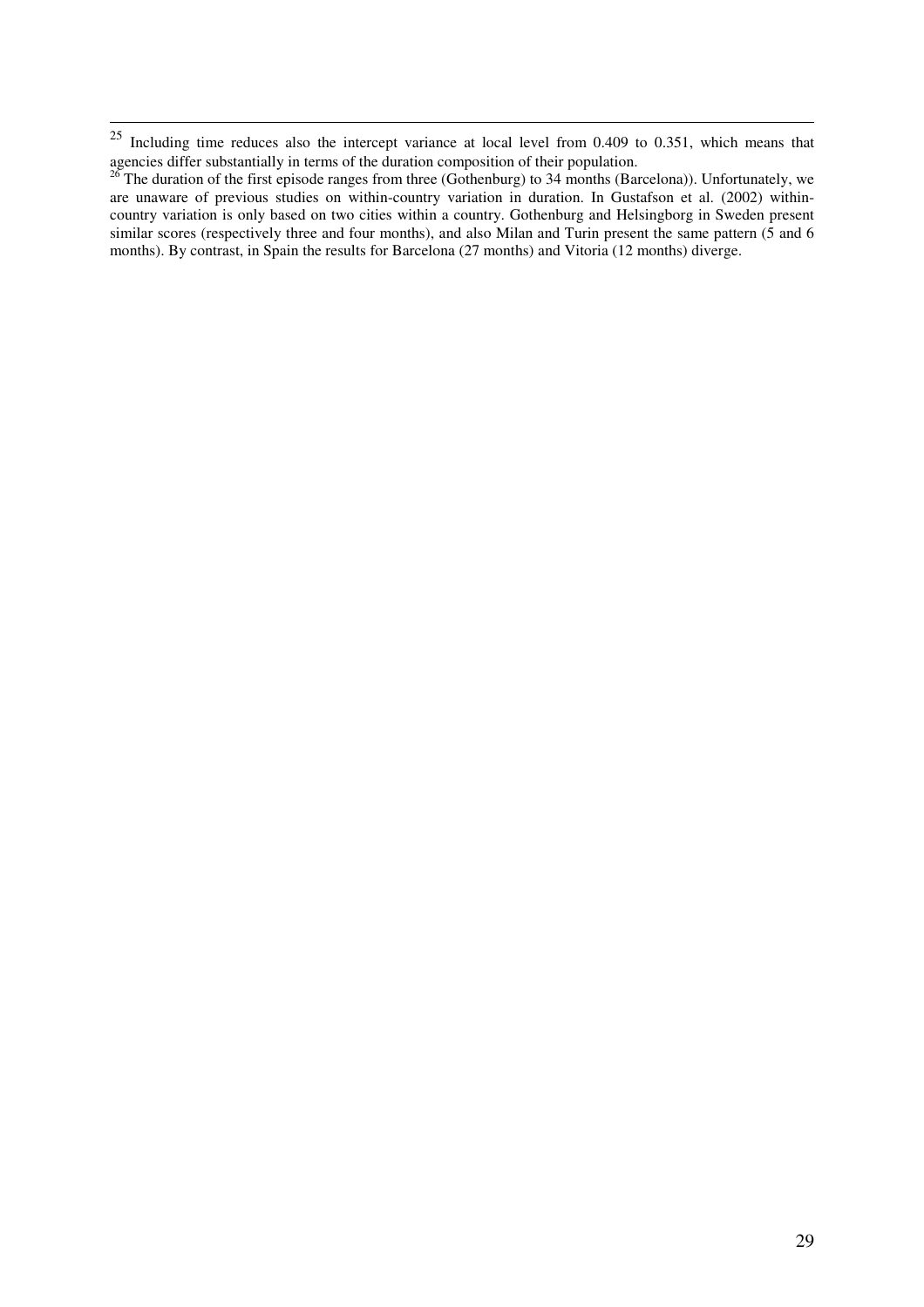[25] Including time reduces also the intercept variance at local level from 0.409 to 0.351, which means that agencies differ substantially in terms of the duration composition of their population.

[26] The duration of the first episode ranges from three (Gothenburg) to 34 months (Barcelona)). Unfortunately, we are unaware of previous studies on within-country variation in duration. In Gustafson et al. (2002) within-country variation is only based on two cities within a country. Gothenburg and Helsingborg in Sweden present similar scores (respectively three and four months), and also Milan and Turin present the same pattern (5 and 6 months). By contrast, in Spain the results for Barcelona (27 months) and Vitoria (12 months) diverge.